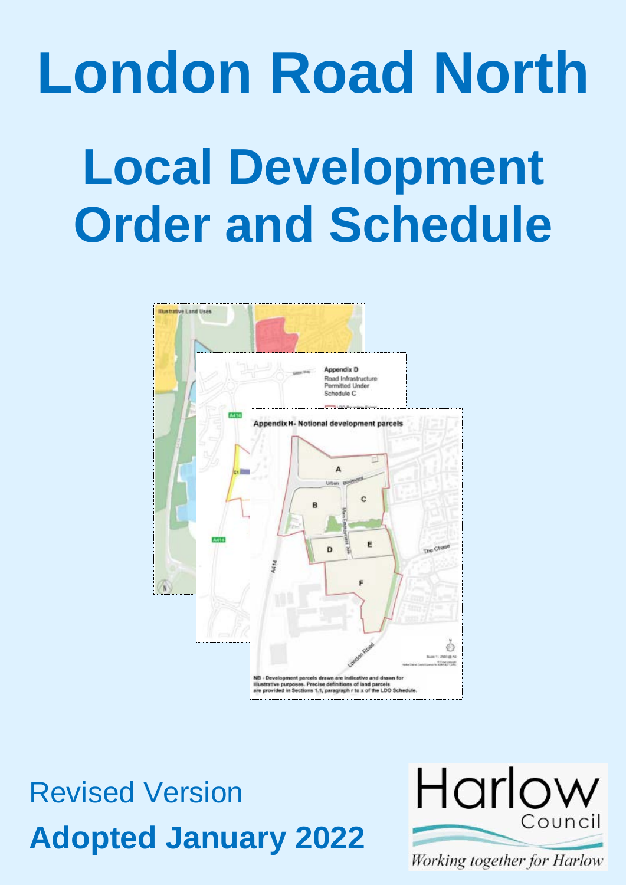# London Road North

# Local Development Order and Schedule

Revised Version

**Adopted January 2022**

Harlow Council

*Working together for Harlow*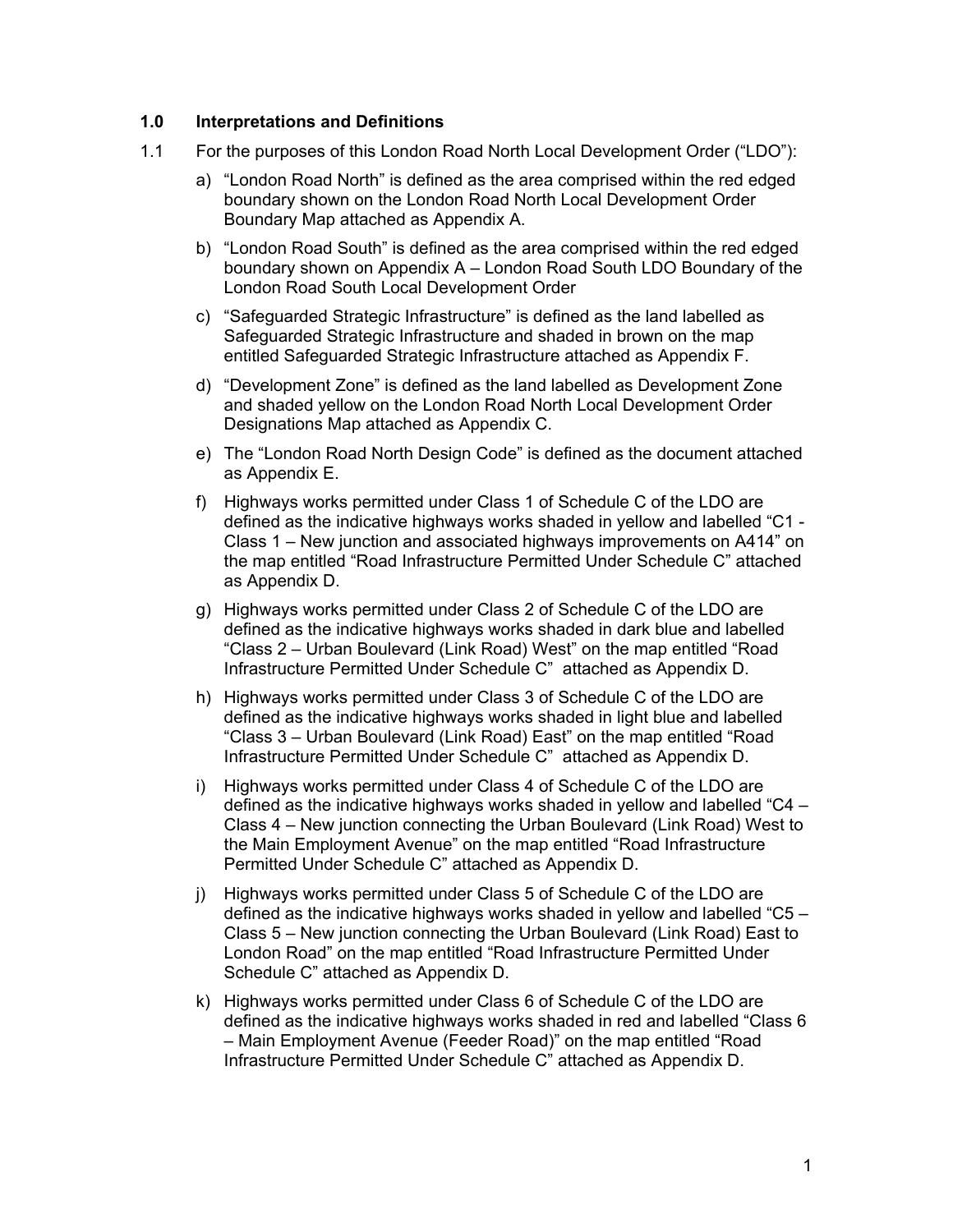## 1.0 Interpretations and Definitions

1.1 For the purposes of this London Road North Local Development Order ("LDO"):

a) "London Road North" is defined as the area comprised within the red edged boundary shown on the London Road North Local Development Order Boundary Map attached as Appendix A.

b) "London Road South" is defined as the area comprised within the red edged boundary shown on Appendix A – London Road South LDO Boundary of the London Road South Local Development Order

c) "Safeguarded Strategic Infrastructure" is defined as the land labelled as Safeguarded Strategic Infrastructure and shaded in brown on the map entitled Safeguarded Strategic Infrastructure attached as Appendix F.

d) "Development Zone" is defined as the land labelled as Development Zone and shaded yellow on the London Road North Local Development Order Designations Map attached as Appendix C.

e) The "London Road North Design Code" is defined as the document attached as Appendix E.

f) Highways works permitted under Class 1 of Schedule C of the LDO are defined as the indicative highways works shaded in yellow and labelled "C1 - Class 1 – New junction and associated highways improvements on A414" on the map entitled "Road Infrastructure Permitted Under Schedule C" attached as Appendix D.

g) Highways works permitted under Class 2 of Schedule C of the LDO are defined as the indicative highways works shaded in dark blue and labelled "Class 2 – Urban Boulevard (Link Road) West" on the map entitled "Road Infrastructure Permitted Under Schedule C" attached as Appendix D.

h) Highways works permitted under Class 3 of Schedule C of the LDO are defined as the indicative highways works shaded in light blue and labelled "Class 3 – Urban Boulevard (Link Road) East" on the map entitled "Road Infrastructure Permitted Under Schedule C" attached as Appendix D.

i) Highways works permitted under Class 4 of Schedule C of the LDO are defined as the indicative highways works shaded in yellow and labelled "C4 – Class 4 – New junction connecting the Urban Boulevard (Link Road) West to the Main Employment Avenue" on the map entitled "Road Infrastructure Permitted Under Schedule C" attached as Appendix D.

j) Highways works permitted under Class 5 of Schedule C of the LDO are defined as the indicative highways works shaded in yellow and labelled "C5 – Class 5 – New junction connecting the Urban Boulevard (Link Road) East to London Road" on the map entitled "Road Infrastructure Permitted Under Schedule C" attached as Appendix D.

k) Highways works permitted under Class 6 of Schedule C of the LDO are defined as the indicative highways works shaded in red and labelled "Class 6 – Main Employment Avenue (Feeder Road)" on the map entitled "Road Infrastructure Permitted Under Schedule C" attached as Appendix D.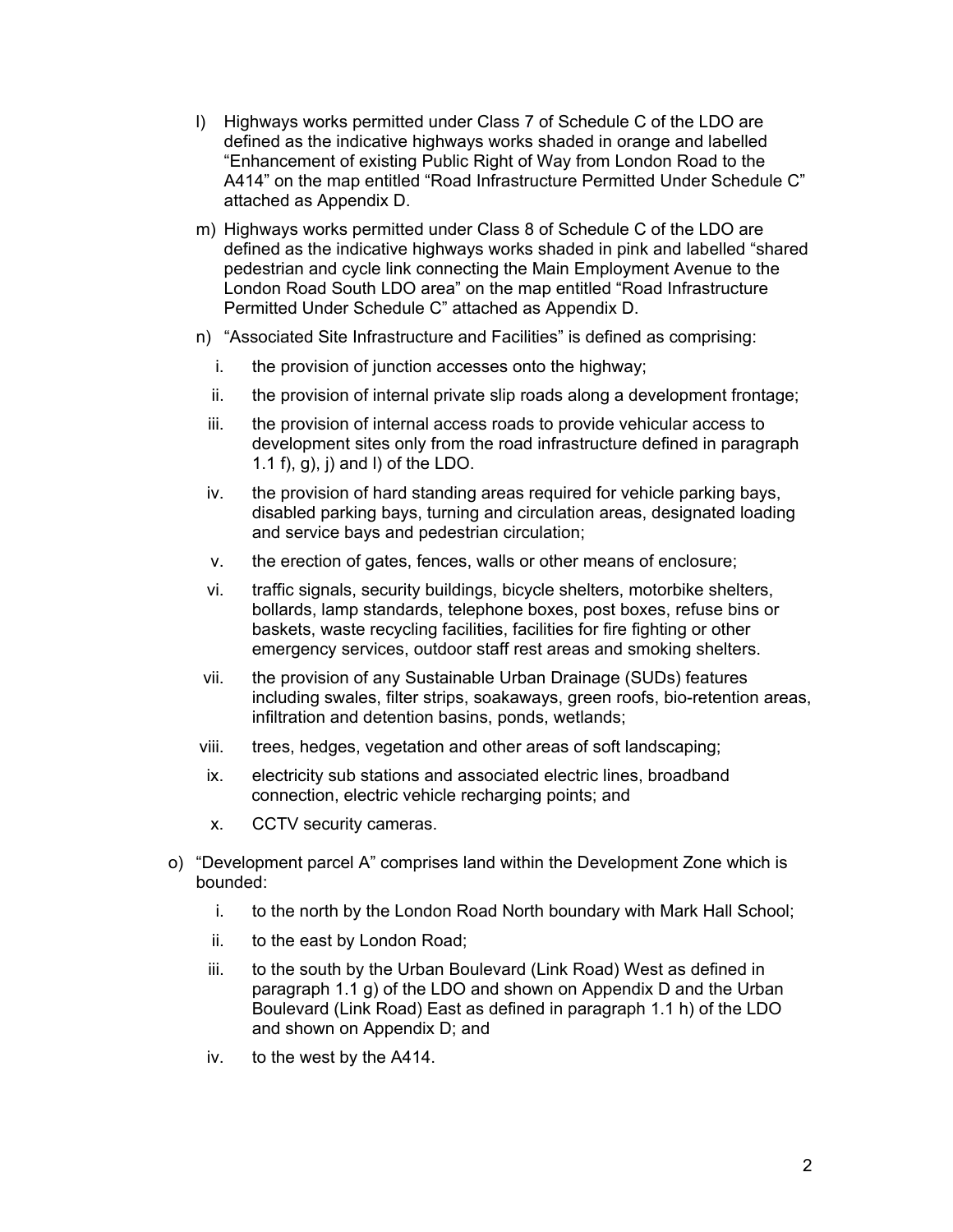l) Highways works permitted under Class 7 of Schedule C of the LDO are defined as the indicative highways works shaded in orange and labelled "Enhancement of existing Public Right of Way from London Road to the A414" on the map entitled "Road Infrastructure Permitted Under Schedule C" attached as Appendix D.

m) Highways works permitted under Class 8 of Schedule C of the LDO are defined as the indicative highways works shaded in pink and labelled "shared pedestrian and cycle link connecting the Main Employment Avenue to the London Road South LDO area" on the map entitled "Road Infrastructure Permitted Under Schedule C" attached as Appendix D.

n) "Associated Site Infrastructure and Facilities" is defined as comprising:

   i. the provision of junction accesses onto the highway;
   ii. the provision of internal private slip roads along a development frontage;
   iii. the provision of internal access roads to provide vehicular access to development sites only from the road infrastructure defined in paragraph 1.1 f), g), j) and l) of the LDO.
   iv. the provision of hard standing areas required for vehicle parking bays, disabled parking bays, turning and circulation areas, designated loading and service bays and pedestrian circulation;
   v. the erection of gates, fences, walls or other means of enclosure;
   vi. traffic signals, security buildings, bicycle shelters, motorbike shelters, bollards, lamp standards, telephone boxes, post boxes, refuse bins or baskets, waste recycling facilities, facilities for fire fighting or other emergency services, outdoor staff rest areas and smoking shelters.
   vii. the provision of any Sustainable Urban Drainage (SUDs) features including swales, filter strips, soakaways, green roofs, bio-retention areas, infiltration and detention basins, ponds, wetlands;
   viii. trees, hedges, vegetation and other areas of soft landscaping;
   ix. electricity sub stations and associated electric lines, broadband connection, electric vehicle recharging points; and
   x. CCTV security cameras.

o) "Development parcel A" comprises land within the Development Zone which is bounded:

   i. to the north by the London Road North boundary with Mark Hall School;
   ii. to the east by London Road;
   iii. to the south by the Urban Boulevard (Link Road) West as defined in paragraph 1.1 g) of the LDO and shown on Appendix D and the Urban Boulevard (Link Road) East as defined in paragraph 1.1 h) of the LDO and shown on Appendix D; and
   iv. to the west by the A414.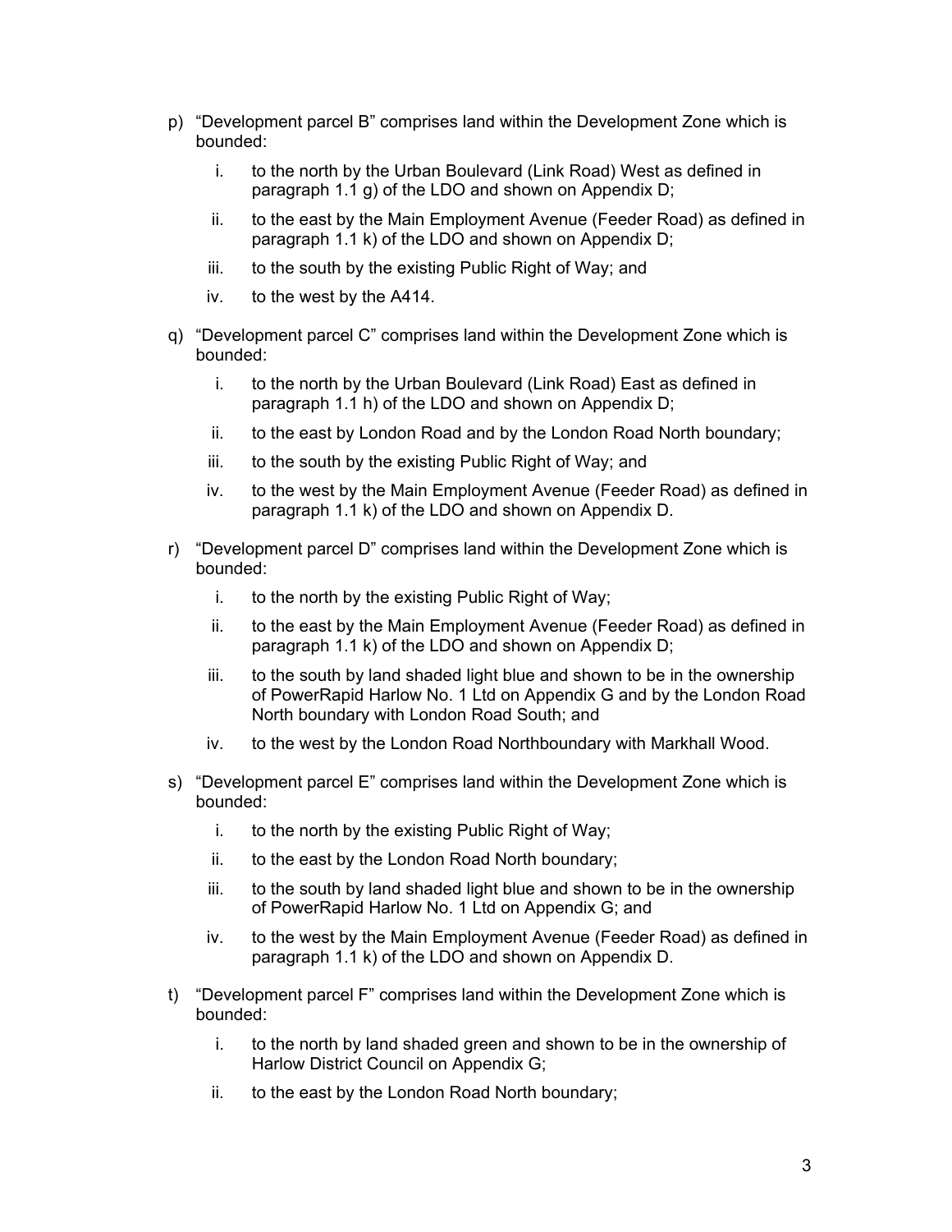p) "Development parcel B" comprises land within the Development Zone which is bounded:

    i. to the north by the Urban Boulevard (Link Road) West as defined in paragraph 1.1 g) of the LDO and shown on Appendix D;

    ii. to the east by the Main Employment Avenue (Feeder Road) as defined in paragraph 1.1 k) of the LDO and shown on Appendix D;

    iii. to the south by the existing Public Right of Way; and

    iv. to the west by the A414.

q) "Development parcel C" comprises land within the Development Zone which is bounded:

    i. to the north by the Urban Boulevard (Link Road) East as defined in paragraph 1.1 h) of the LDO and shown on Appendix D;

    ii. to the east by London Road and by the London Road North boundary;

    iii. to the south by the existing Public Right of Way; and

    iv. to the west by the Main Employment Avenue (Feeder Road) as defined in paragraph 1.1 k) of the LDO and shown on Appendix D.

r) "Development parcel D" comprises land within the Development Zone which is bounded:

    i. to the north by the existing Public Right of Way;

    ii. to the east by the Main Employment Avenue (Feeder Road) as defined in paragraph 1.1 k) of the LDO and shown on Appendix D;

    iii. to the south by land shaded light blue and shown to be in the ownership of PowerRapid Harlow No. 1 Ltd on Appendix G and by the London Road North boundary with London Road South; and

    iv. to the west by the London Road Northboundary with Markhall Wood.

s) "Development parcel E" comprises land within the Development Zone which is bounded:

    i. to the north by the existing Public Right of Way;

    ii. to the east by the London Road North boundary;

    iii. to the south by land shaded light blue and shown to be in the ownership of PowerRapid Harlow No. 1 Ltd on Appendix G; and

    iv. to the west by the Main Employment Avenue (Feeder Road) as defined in paragraph 1.1 k) of the LDO and shown on Appendix D.

t) "Development parcel F" comprises land within the Development Zone which is bounded:

    i. to the north by land shaded green and shown to be in the ownership of Harlow District Council on Appendix G;

    ii. to the east by the London Road North boundary;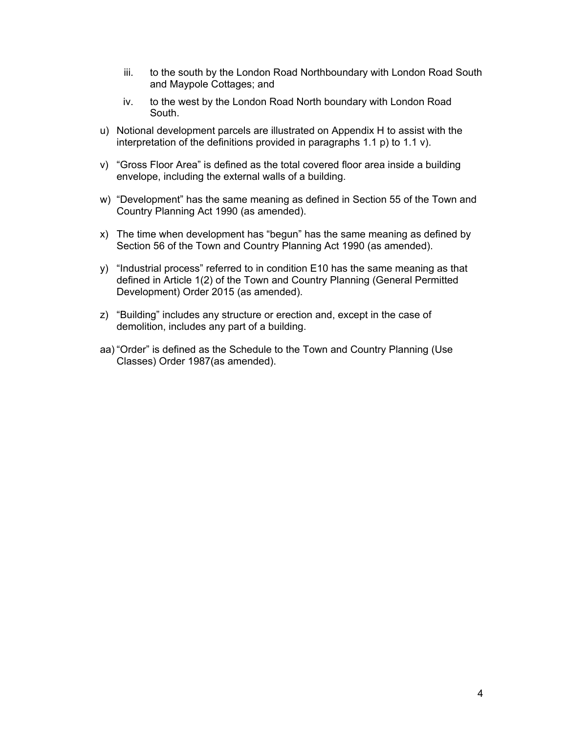iii. to the south by the London Road Northboundary with London Road South and Maypole Cottages; and

   iv. to the west by the London Road North boundary with London Road South.

u) Notional development parcels are illustrated on Appendix H to assist with the interpretation of the definitions provided in paragraphs 1.1 p) to 1.1 v).

v) "Gross Floor Area" is defined as the total covered floor area inside a building envelope, including the external walls of a building.

w) "Development" has the same meaning as defined in Section 55 of the Town and Country Planning Act 1990 (as amended).

x) The time when development has "begun" has the same meaning as defined by Section 56 of the Town and Country Planning Act 1990 (as amended).

y) "Industrial process" referred to in condition E10 has the same meaning as that defined in Article 1(2) of the Town and Country Planning (General Permitted Development) Order 2015 (as amended).

z) "Building" includes any structure or erection and, except in the case of demolition, includes any part of a building.

aa) "Order" is defined as the Schedule to the Town and Country Planning (Use Classes) Order 1987(as amended).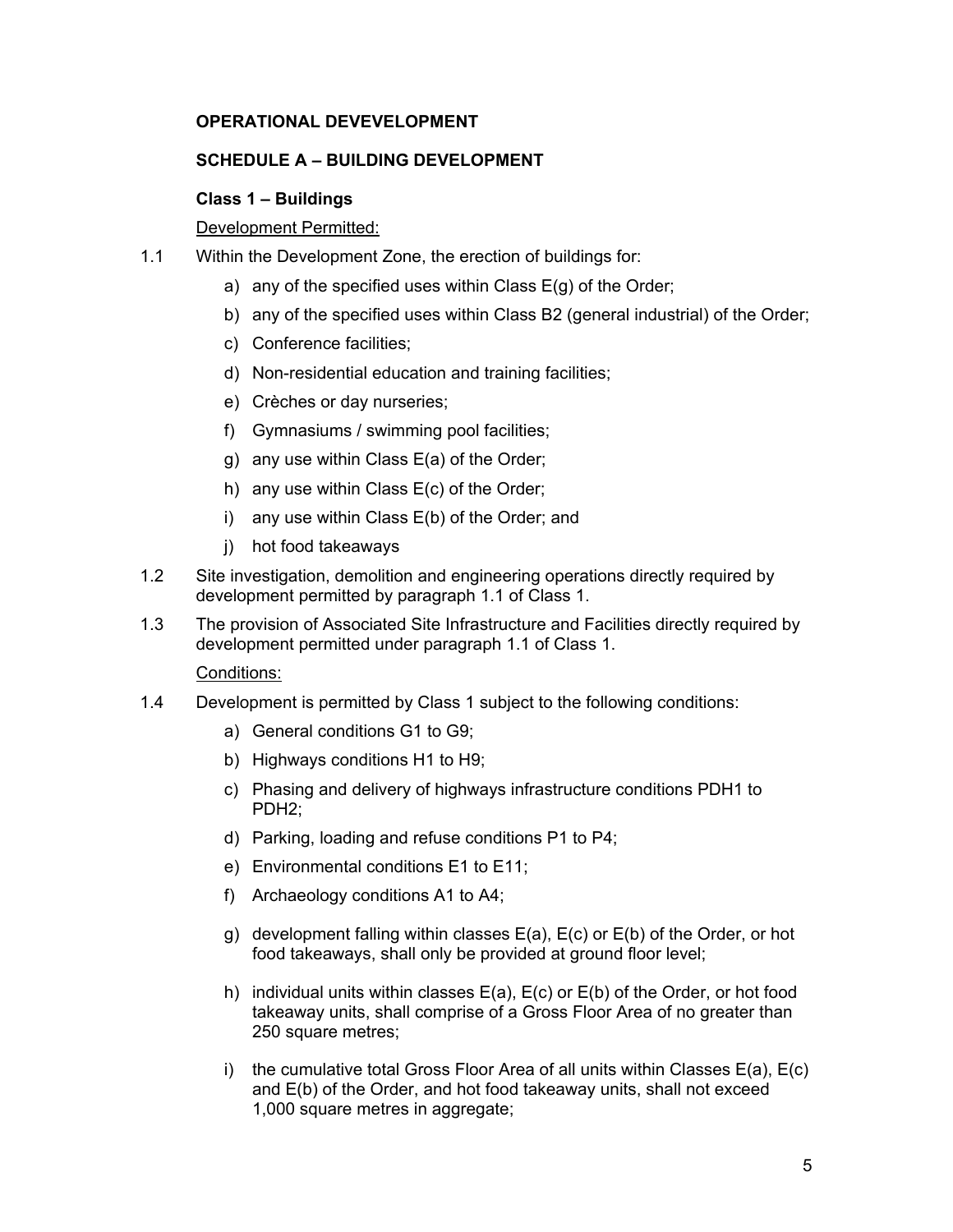**OPERATIONAL DEVEVELOPMENT**

**SCHEDULE A – BUILDING DEVELOPMENT**

**Class 1 – Buildings**

Development Permitted:

1.1 Within the Development Zone, the erection of buildings for:

a) any of the specified uses within Class E(g) of the Order;

b) any of the specified uses within Class B2 (general industrial) of the Order;

c) Conference facilities;

d) Non-residential education and training facilities;

e) Crèches or day nurseries;

f) Gymnasiums / swimming pool facilities;

g) any use within Class E(a) of the Order;

h) any use within Class E(c) of the Order;

i) any use within Class E(b) of the Order; and

j) hot food takeaways

1.2 Site investigation, demolition and engineering operations directly required by development permitted by paragraph 1.1 of Class 1.

1.3 The provision of Associated Site Infrastructure and Facilities directly required by development permitted under paragraph 1.1 of Class 1.

Conditions:

1.4 Development is permitted by Class 1 subject to the following conditions:

a) General conditions G1 to G9;

b) Highways conditions H1 to H9;

c) Phasing and delivery of highways infrastructure conditions PDH1 to PDH2;

d) Parking, loading and refuse conditions P1 to P4;

e) Environmental conditions E1 to E11;

f) Archaeology conditions A1 to A4;

g) development falling within classes E(a), E(c) or E(b) of the Order, or hot food takeaways, shall only be provided at ground floor level;

h) individual units within classes E(a), E(c) or E(b) of the Order, or hot food takeaway units, shall comprise of a Gross Floor Area of no greater than 250 square metres;

i) the cumulative total Gross Floor Area of all units within Classes E(a), E(c) and E(b) of the Order, and hot food takeaway units, shall not exceed 1,000 square metres in aggregate;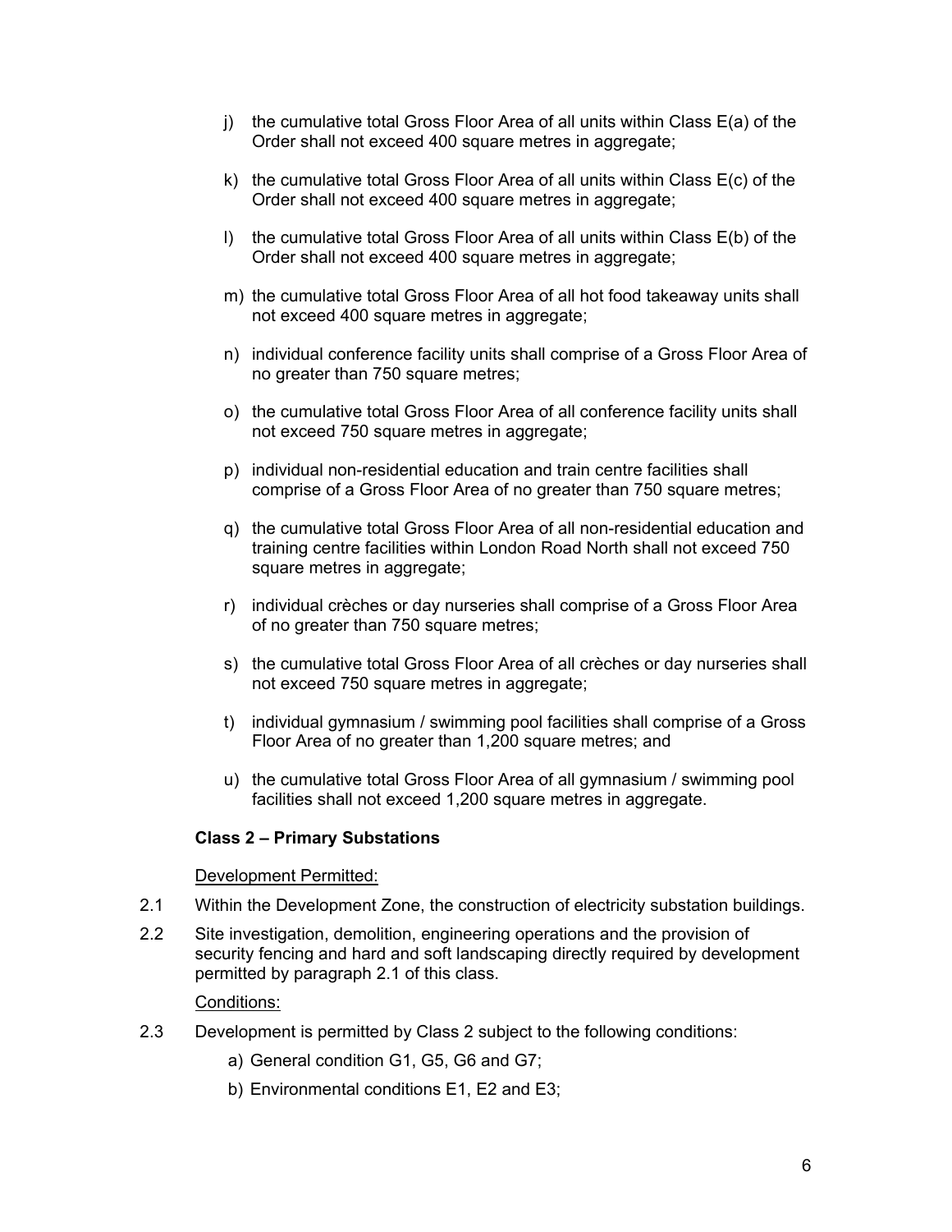j) the cumulative total Gross Floor Area of all units within Class E(a) of the Order shall not exceed 400 square metres in aggregate;

k) the cumulative total Gross Floor Area of all units within Class E(c) of the Order shall not exceed 400 square metres in aggregate;

l) the cumulative total Gross Floor Area of all units within Class E(b) of the Order shall not exceed 400 square metres in aggregate;

m) the cumulative total Gross Floor Area of all hot food takeaway units shall not exceed 400 square metres in aggregate;

n) individual conference facility units shall comprise of a Gross Floor Area of no greater than 750 square metres;

o) the cumulative total Gross Floor Area of all conference facility units shall not exceed 750 square metres in aggregate;

p) individual non-residential education and train centre facilities shall comprise of a Gross Floor Area of no greater than 750 square metres;

q) the cumulative total Gross Floor Area of all non-residential education and training centre facilities within London Road North shall not exceed 750 square metres in aggregate;

r) individual crèches or day nurseries shall comprise of a Gross Floor Area of no greater than 750 square metres;

s) the cumulative total Gross Floor Area of all crèches or day nurseries shall not exceed 750 square metres in aggregate;

t) individual gymnasium / swimming pool facilities shall comprise of a Gross Floor Area of no greater than 1,200 square metres; and

u) the cumulative total Gross Floor Area of all gymnasium / swimming pool facilities shall not exceed 1,200 square metres in aggregate.

**Class 2 – Primary Substations**

Development Permitted:

2.1 Within the Development Zone, the construction of electricity substation buildings.

2.2 Site investigation, demolition, engineering operations and the provision of security fencing and hard and soft landscaping directly required by development permitted by paragraph 2.1 of this class.

Conditions:

2.3 Development is permitted by Class 2 subject to the following conditions:

a) General condition G1, G5, G6 and G7;

b) Environmental conditions E1, E2 and E3;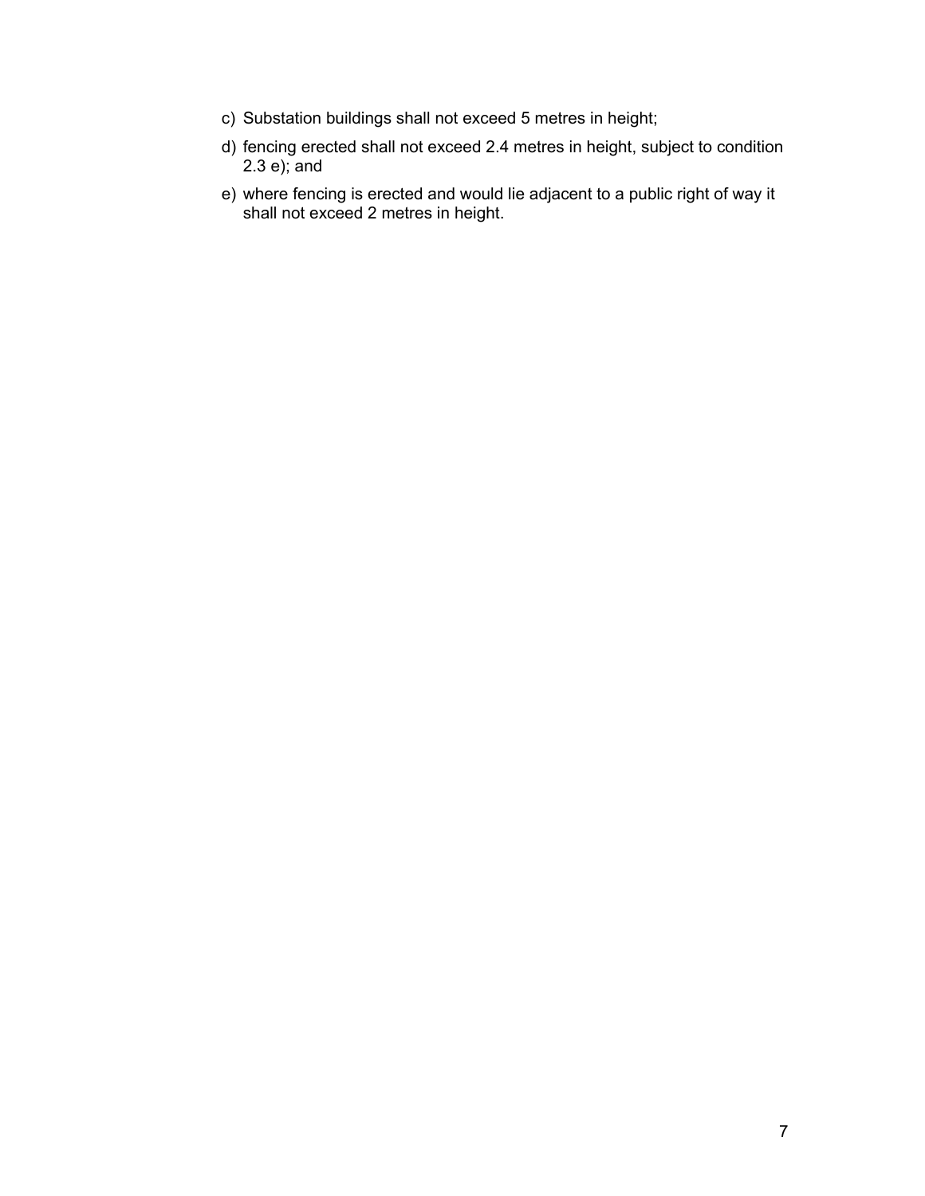c) Substation buildings shall not exceed 5 metres in height;

d) fencing erected shall not exceed 2.4 metres in height, subject to condition 2.3 e); and

e) where fencing is erected and would lie adjacent to a public right of way it shall not exceed 2 metres in height.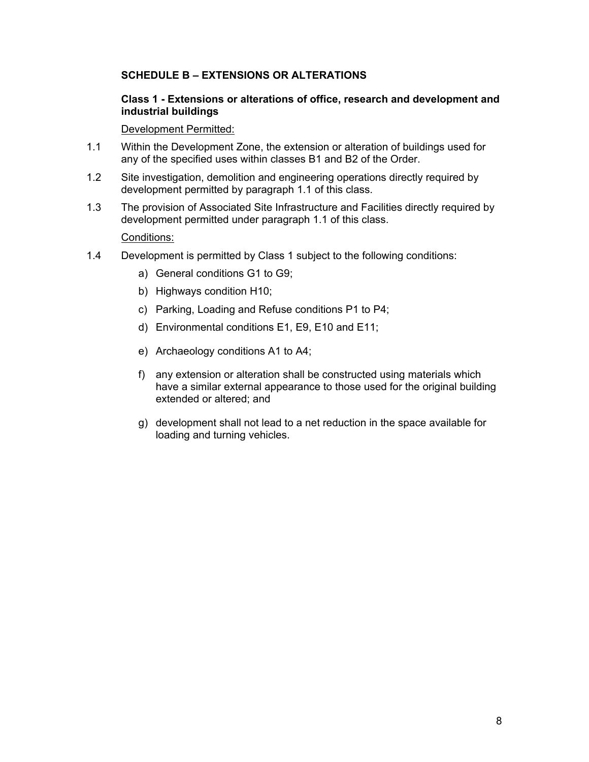## SCHEDULE B – EXTENSIONS OR ALTERATIONS

### Class 1 - Extensions or alterations of office, research and development and industrial buildings

Development Permitted:

1.1 Within the Development Zone, the extension or alteration of buildings used for any of the specified uses within classes B1 and B2 of the Order.

1.2 Site investigation, demolition and engineering operations directly required by development permitted by paragraph 1.1 of this class.

1.3 The provision of Associated Site Infrastructure and Facilities directly required by development permitted under paragraph 1.1 of this class.

Conditions:

1.4 Development is permitted by Class 1 subject to the following conditions:

a) General conditions G1 to G9;

b) Highways condition H10;

c) Parking, Loading and Refuse conditions P1 to P4;

d) Environmental conditions E1, E9, E10 and E11;

e) Archaeology conditions A1 to A4;

f) any extension or alteration shall be constructed using materials which have a similar external appearance to those used for the original building extended or altered; and

g) development shall not lead to a net reduction in the space available for loading and turning vehicles.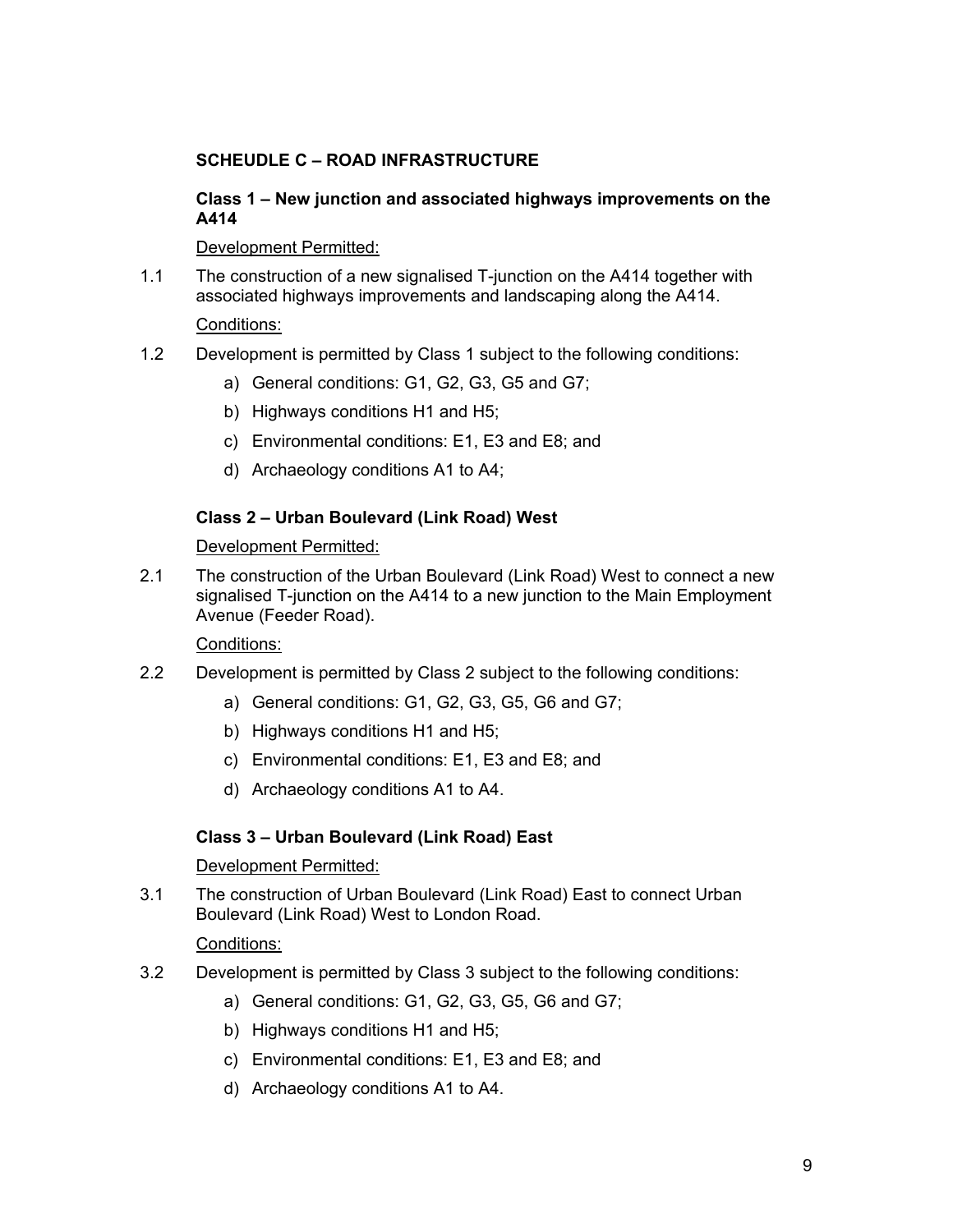## SCHEUDLE C – ROAD INFRASTRUCTURE

### Class 1 – New junction and associated highways improvements on the A414

Development Permitted:

1.1 The construction of a new signalised T-junction on the A414 together with associated highways improvements and landscaping along the A414.

Conditions:

1.2 Development is permitted by Class 1 subject to the following conditions:

a) General conditions: G1, G2, G3, G5 and G7;

b) Highways conditions H1 and H5;

c) Environmental conditions: E1, E3 and E8; and

d) Archaeology conditions A1 to A4;

### Class 2 – Urban Boulevard (Link Road) West

Development Permitted:

2.1 The construction of the Urban Boulevard (Link Road) West to connect a new signalised T-junction on the A414 to a new junction to the Main Employment Avenue (Feeder Road).

Conditions:

2.2 Development is permitted by Class 2 subject to the following conditions:

a) General conditions: G1, G2, G3, G5, G6 and G7;

b) Highways conditions H1 and H5;

c) Environmental conditions: E1, E3 and E8; and

d) Archaeology conditions A1 to A4.

### Class 3 – Urban Boulevard (Link Road) East

Development Permitted:

3.1 The construction of Urban Boulevard (Link Road) East to connect Urban Boulevard (Link Road) West to London Road.

Conditions:

3.2 Development is permitted by Class 3 subject to the following conditions:

a) General conditions: G1, G2, G3, G5, G6 and G7;

b) Highways conditions H1 and H5;

c) Environmental conditions: E1, E3 and E8; and

d) Archaeology conditions A1 to A4.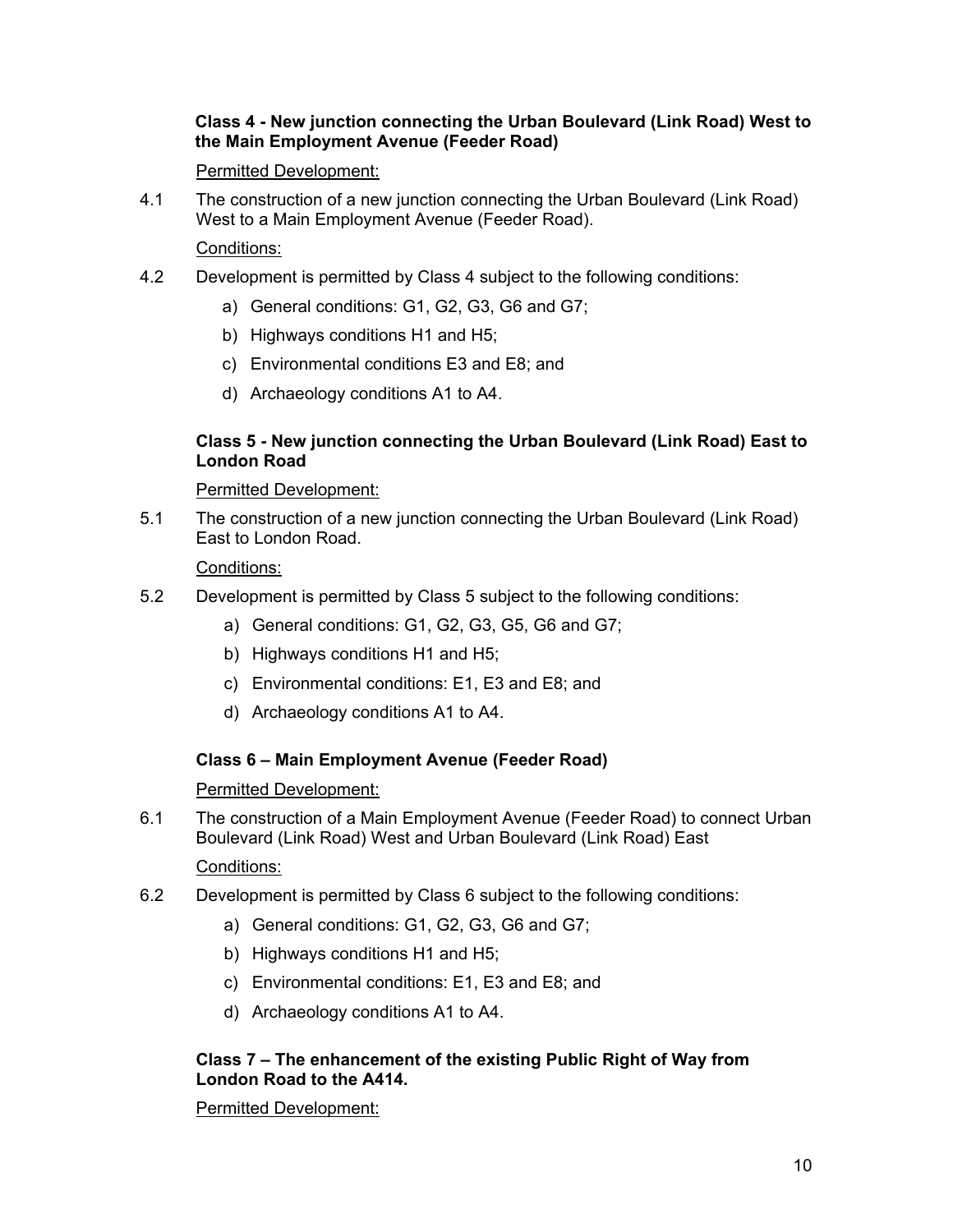**Class 4 - New junction connecting the Urban Boulevard (Link Road) West to the Main Employment Avenue (Feeder Road)**

Permitted Development:

4.1 The construction of a new junction connecting the Urban Boulevard (Link Road) West to a Main Employment Avenue (Feeder Road).

Conditions:

4.2 Development is permitted by Class 4 subject to the following conditions:

a) General conditions: G1, G2, G3, G6 and G7;

b) Highways conditions H1 and H5;

c) Environmental conditions E3 and E8; and

d) Archaeology conditions A1 to A4.

**Class 5 - New junction connecting the Urban Boulevard (Link Road) East to London Road**

Permitted Development:

5.1 The construction of a new junction connecting the Urban Boulevard (Link Road) East to London Road.

Conditions:

5.2 Development is permitted by Class 5 subject to the following conditions:

a) General conditions: G1, G2, G3, G5, G6 and G7;

b) Highways conditions H1 and H5;

c) Environmental conditions: E1, E3 and E8; and

d) Archaeology conditions A1 to A4.

**Class 6 – Main Employment Avenue (Feeder Road)**

Permitted Development:

6.1 The construction of a Main Employment Avenue (Feeder Road) to connect Urban Boulevard (Link Road) West and Urban Boulevard (Link Road) East

Conditions:

6.2 Development is permitted by Class 6 subject to the following conditions:

a) General conditions: G1, G2, G3, G6 and G7;

b) Highways conditions H1 and H5;

c) Environmental conditions: E1, E3 and E8; and

d) Archaeology conditions A1 to A4.

**Class 7 – The enhancement of the existing Public Right of Way from London Road to the A414.**

Permitted Development: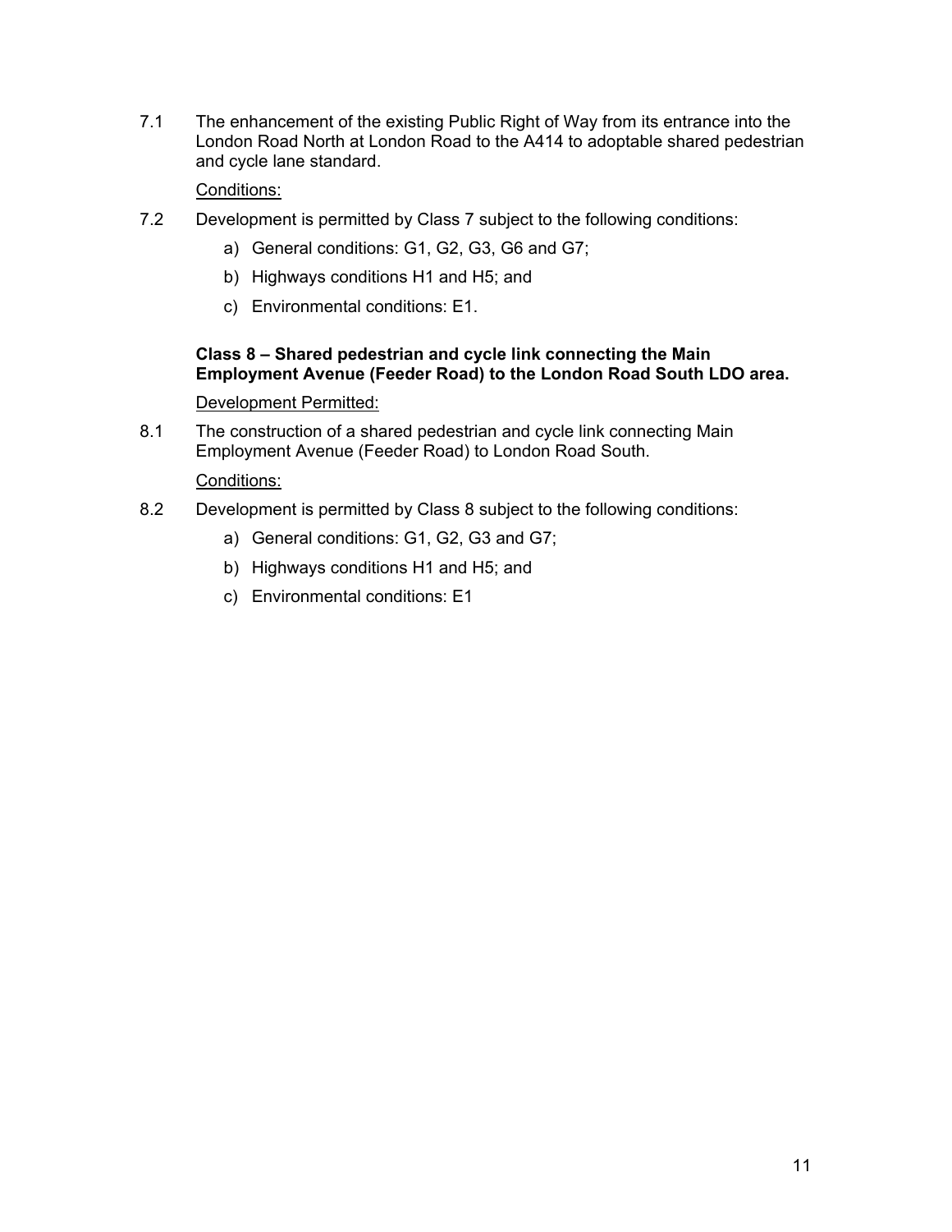7.1 The enhancement of the existing Public Right of Way from its entrance into the London Road North at London Road to the A414 to adoptable shared pedestrian and cycle lane standard.

Conditions:

7.2 Development is permitted by Class 7 subject to the following conditions:

a) General conditions: G1, G2, G3, G6 and G7;

b) Highways conditions H1 and H5; and

c) Environmental conditions: E1.

**Class 8 – Shared pedestrian and cycle link connecting the Main Employment Avenue (Feeder Road) to the London Road South LDO area.**

Development Permitted:

8.1 The construction of a shared pedestrian and cycle link connecting Main Employment Avenue (Feeder Road) to London Road South.

Conditions:

8.2 Development is permitted by Class 8 subject to the following conditions:

a) General conditions: G1, G2, G3 and G7;

b) Highways conditions H1 and H5; and

c) Environmental conditions: E1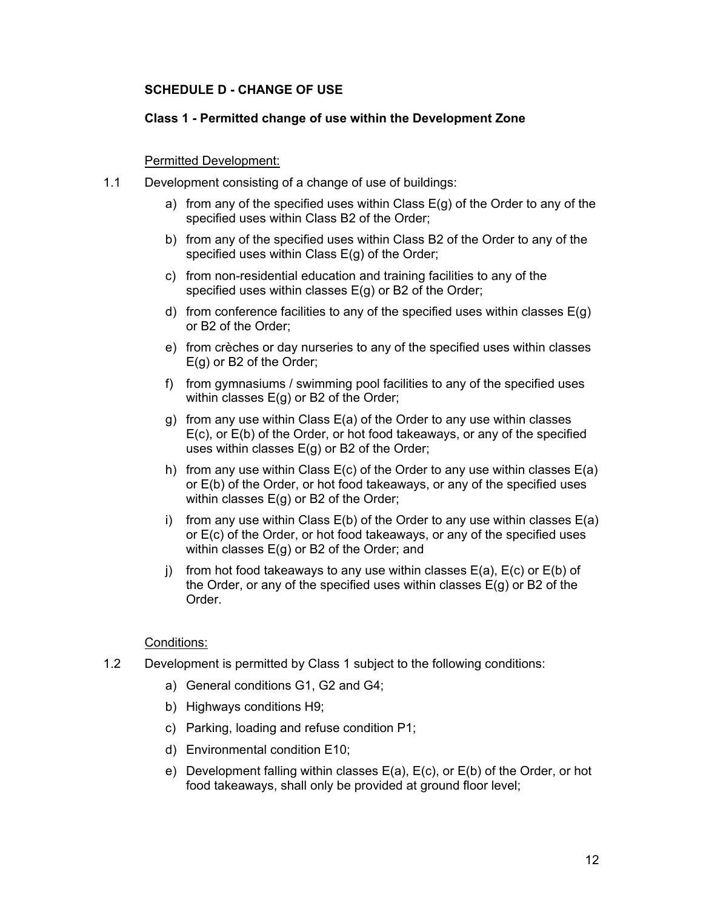## SCHEDULE D - CHANGE OF USE

### Class 1 - Permitted change of use within the Development Zone

Permitted Development:

1.1 Development consisting of a change of use of buildings:

a) from any of the specified uses within Class E(g) of the Order to any of the specified uses within Class B2 of the Order;

b) from any of the specified uses within Class B2 of the Order to any of the specified uses within Class E(g) of the Order;

c) from non-residential education and training facilities to any of the specified uses within classes E(g) or B2 of the Order;

d) from conference facilities to any of the specified uses within classes E(g) or B2 of the Order;

e) from crèches or day nurseries to any of the specified uses within classes E(g) or B2 of the Order;

f) from gymnasiums / swimming pool facilities to any of the specified uses within classes E(g) or B2 of the Order;

g) from any use within Class E(a) of the Order to any use within classes E(c), or E(b) of the Order, or hot food takeaways, or any of the specified uses within classes E(g) or B2 of the Order;

h) from any use within Class E(c) of the Order to any use within classes E(a) or E(b) of the Order, or hot food takeaways, or any of the specified uses within classes E(g) or B2 of the Order;

i) from any use within Class E(b) of the Order to any use within classes E(a) or E(c) of the Order, or hot food takeaways, or any of the specified uses within classes E(g) or B2 of the Order; and

j) from hot food takeaways to any use within classes E(a), E(c) or E(b) of the Order, or any of the specified uses within classes E(g) or B2 of the Order.

Conditions:

1.2 Development is permitted by Class 1 subject to the following conditions:

a) General conditions G1, G2 and G4;

b) Highways conditions H9;

c) Parking, loading and refuse condition P1;

d) Environmental condition E10;

e) Development falling within classes E(a), E(c), or E(b) of the Order, or hot food takeaways, shall only be provided at ground floor level;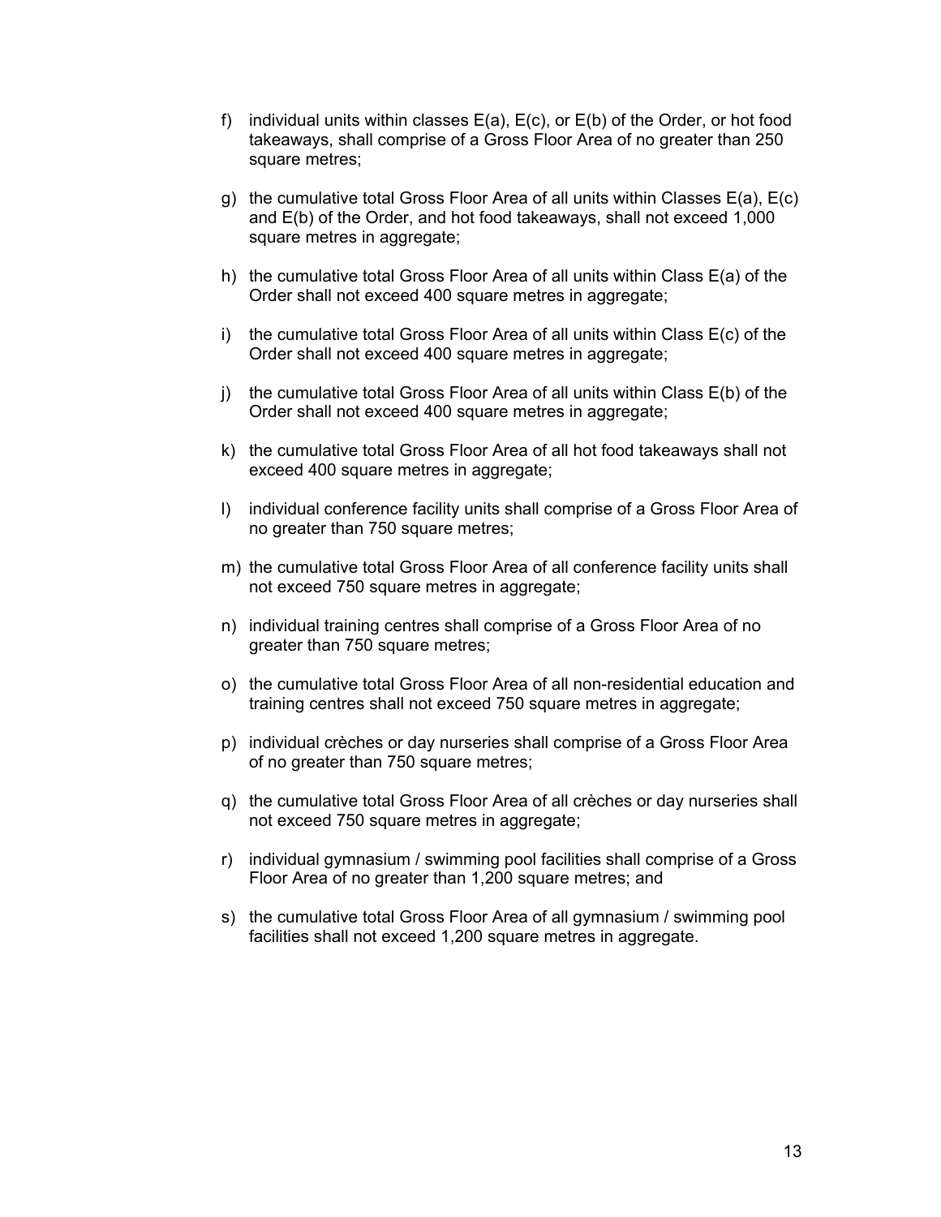f) individual units within classes E(a), E(c), or E(b) of the Order, or hot food takeaways, shall comprise of a Gross Floor Area of no greater than 250 square metres;

g) the cumulative total Gross Floor Area of all units within Classes E(a), E(c) and E(b) of the Order, and hot food takeaways, shall not exceed 1,000 square metres in aggregate;

h) the cumulative total Gross Floor Area of all units within Class E(a) of the Order shall not exceed 400 square metres in aggregate;

i) the cumulative total Gross Floor Area of all units within Class E(c) of the Order shall not exceed 400 square metres in aggregate;

j) the cumulative total Gross Floor Area of all units within Class E(b) of the Order shall not exceed 400 square metres in aggregate;

k) the cumulative total Gross Floor Area of all hot food takeaways shall not exceed 400 square metres in aggregate;

l) individual conference facility units shall comprise of a Gross Floor Area of no greater than 750 square metres;

m) the cumulative total Gross Floor Area of all conference facility units shall not exceed 750 square metres in aggregate;

n) individual training centres shall comprise of a Gross Floor Area of no greater than 750 square metres;

o) the cumulative total Gross Floor Area of all non-residential education and training centres shall not exceed 750 square metres in aggregate;

p) individual crèches or day nurseries shall comprise of a Gross Floor Area of no greater than 750 square metres;

q) the cumulative total Gross Floor Area of all crèches or day nurseries shall not exceed 750 square metres in aggregate;

r) individual gymnasium / swimming pool facilities shall comprise of a Gross Floor Area of no greater than 1,200 square metres; and

s) the cumulative total Gross Floor Area of all gymnasium / swimming pool facilities shall not exceed 1,200 square metres in aggregate.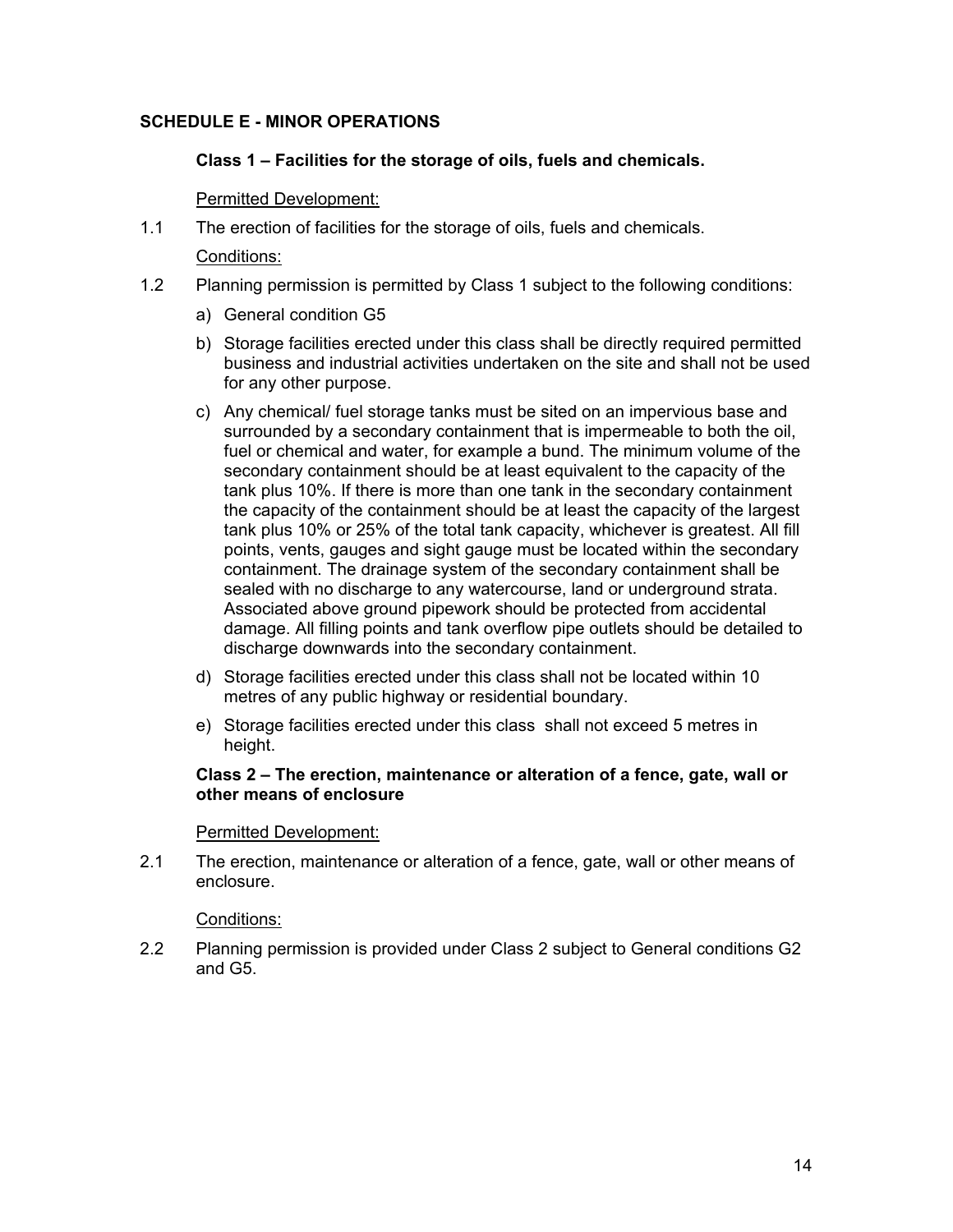## SCHEDULE E - MINOR OPERATIONS

### Class 1 – Facilities for the storage of oils, fuels and chemicals.

Permitted Development:

1.1 The erection of facilities for the storage of oils, fuels and chemicals.

Conditions:

1.2 Planning permission is permitted by Class 1 subject to the following conditions:

a) General condition G5

b) Storage facilities erected under this class shall be directly required permitted business and industrial activities undertaken on the site and shall not be used for any other purpose.

c) Any chemical/ fuel storage tanks must be sited on an impervious base and surrounded by a secondary containment that is impermeable to both the oil, fuel or chemical and water, for example a bund. The minimum volume of the secondary containment should be at least equivalent to the capacity of the tank plus 10%. If there is more than one tank in the secondary containment the capacity of the containment should be at least the capacity of the largest tank plus 10% or 25% of the total tank capacity, whichever is greatest. All fill points, vents, gauges and sight gauge must be located within the secondary containment. The drainage system of the secondary containment shall be sealed with no discharge to any watercourse, land or underground strata. Associated above ground pipework should be protected from accidental damage. All filling points and tank overflow pipe outlets should be detailed to discharge downwards into the secondary containment.

d) Storage facilities erected under this class shall not be located within 10 metres of any public highway or residential boundary.

e) Storage facilities erected under this class shall not exceed 5 metres in height.

### Class 2 – The erection, maintenance or alteration of a fence, gate, wall or other means of enclosure

Permitted Development:

2.1 The erection, maintenance or alteration of a fence, gate, wall or other means of enclosure.

Conditions:

2.2 Planning permission is provided under Class 2 subject to General conditions G2 and G5.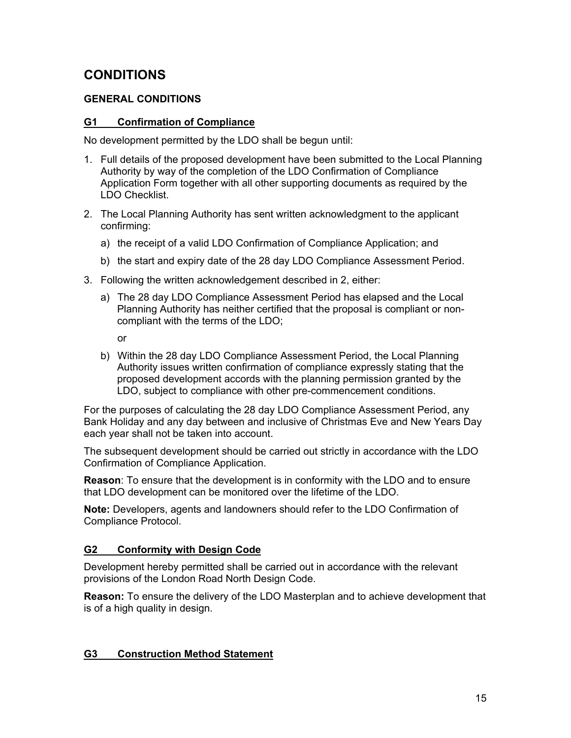# CONDITIONS

## GENERAL CONDITIONS

### G1 Confirmation of Compliance

No development permitted by the LDO shall be begun until:

1. Full details of the proposed development have been submitted to the Local Planning Authority by way of the completion of the LDO Confirmation of Compliance Application Form together with all other supporting documents as required by the LDO Checklist.
2. The Local Planning Authority has sent written acknowledgment to the applicant confirming:
   a) the receipt of a valid LDO Confirmation of Compliance Application; and
   b) the start and expiry date of the 28 day LDO Compliance Assessment Period.
3. Following the written acknowledgement described in 2, either:
   a) The 28 day LDO Compliance Assessment Period has elapsed and the Local Planning Authority has neither certified that the proposal is compliant or non-compliant with the terms of the LDO;

      or

   b) Within the 28 day LDO Compliance Assessment Period, the Local Planning Authority issues written confirmation of compliance expressly stating that the proposed development accords with the planning permission granted by the LDO, subject to compliance with other pre-commencement conditions.

For the purposes of calculating the 28 day LDO Compliance Assessment Period, any Bank Holiday and any day between and inclusive of Christmas Eve and New Years Day each year shall not be taken into account.

The subsequent development should be carried out strictly in accordance with the LDO Confirmation of Compliance Application.

**Reason**: To ensure that the development is in conformity with the LDO and to ensure that LDO development can be monitored over the lifetime of the LDO.

**Note:** Developers, agents and landowners should refer to the LDO Confirmation of Compliance Protocol.

### G2 Conformity with Design Code

Development hereby permitted shall be carried out in accordance with the relevant provisions of the London Road North Design Code.

**Reason:** To ensure the delivery of the LDO Masterplan and to achieve development that is of a high quality in design.

### G3 Construction Method Statement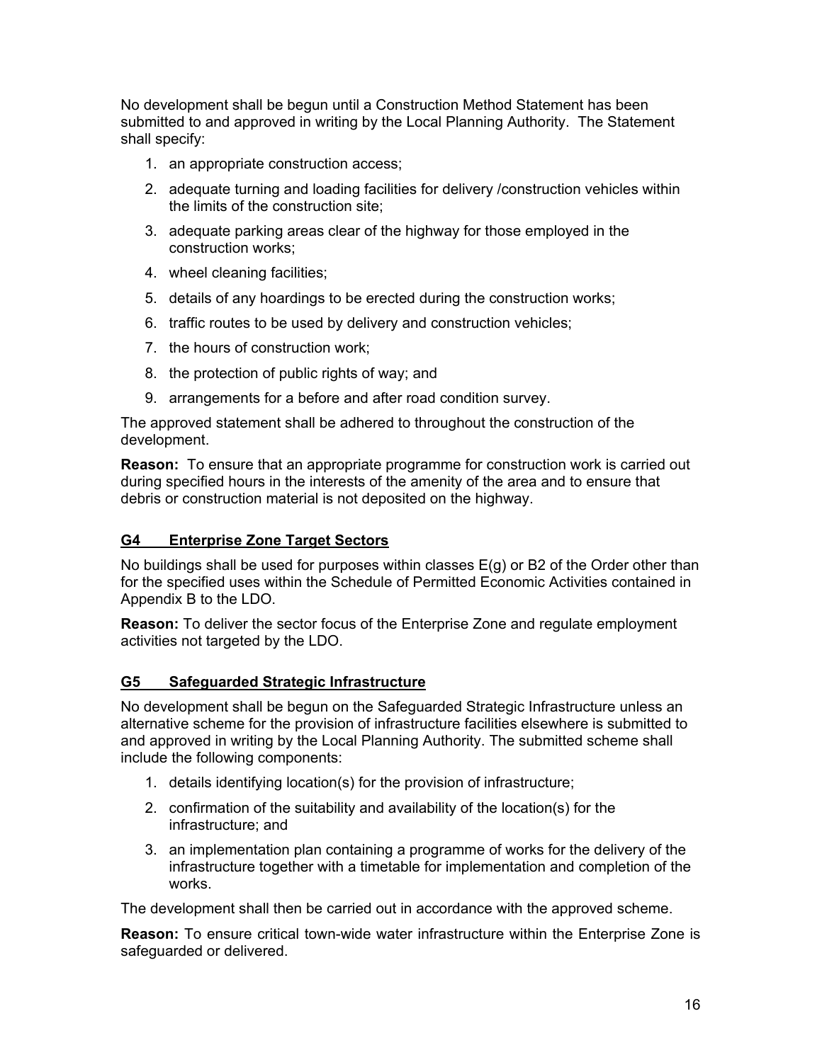No development shall be begun until a Construction Method Statement has been submitted to and approved in writing by the Local Planning Authority. The Statement shall specify:

1. an appropriate construction access;
2. adequate turning and loading facilities for delivery /construction vehicles within the limits of the construction site;
3. adequate parking areas clear of the highway for those employed in the construction works;
4. wheel cleaning facilities;
5. details of any hoardings to be erected during the construction works;
6. traffic routes to be used by delivery and construction vehicles;
7. the hours of construction work;
8. the protection of public rights of way; and
9. arrangements for a before and after road condition survey.

The approved statement shall be adhered to throughout the construction of the development.

**Reason:** To ensure that an appropriate programme for construction work is carried out during specified hours in the interests of the amenity of the area and to ensure that debris or construction material is not deposited on the highway.

### G4 Enterprise Zone Target Sectors

No buildings shall be used for purposes within classes E(g) or B2 of the Order other than for the specified uses within the Schedule of Permitted Economic Activities contained in Appendix B to the LDO.

**Reason:** To deliver the sector focus of the Enterprise Zone and regulate employment activities not targeted by the LDO.

### G5 Safeguarded Strategic Infrastructure

No development shall be begun on the Safeguarded Strategic Infrastructure unless an alternative scheme for the provision of infrastructure facilities elsewhere is submitted to and approved in writing by the Local Planning Authority. The submitted scheme shall include the following components:

1. details identifying location(s) for the provision of infrastructure;
2. confirmation of the suitability and availability of the location(s) for the infrastructure; and
3. an implementation plan containing a programme of works for the delivery of the infrastructure together with a timetable for implementation and completion of the works.

The development shall then be carried out in accordance with the approved scheme.

**Reason:** To ensure critical town-wide water infrastructure within the Enterprise Zone is safeguarded or delivered.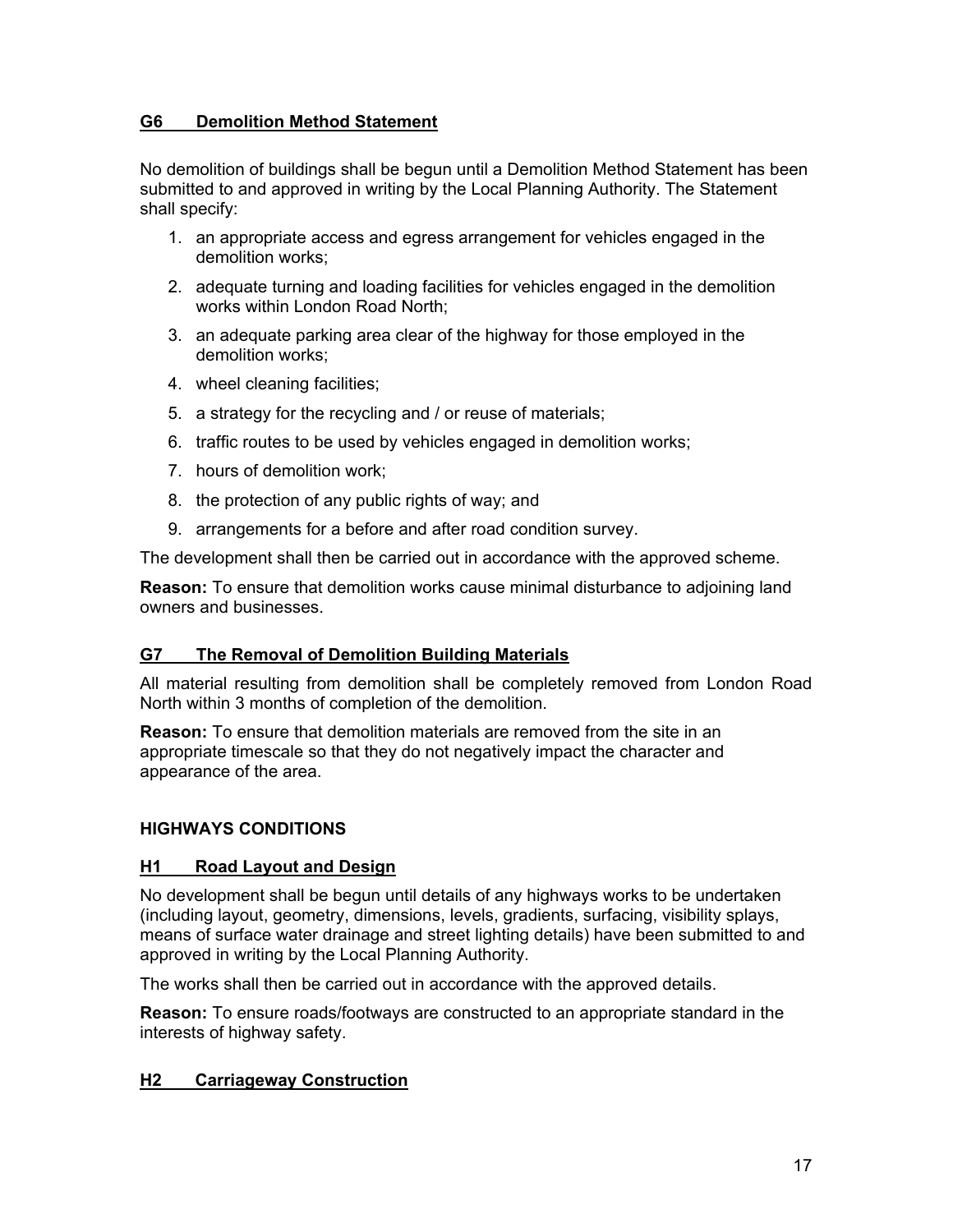### G6 Demolition Method Statement

No demolition of buildings shall be begun until a Demolition Method Statement has been submitted to and approved in writing by the Local Planning Authority. The Statement shall specify:

1. an appropriate access and egress arrangement for vehicles engaged in the demolition works;
2. adequate turning and loading facilities for vehicles engaged in the demolition works within London Road North;
3. an adequate parking area clear of the highway for those employed in the demolition works;
4. wheel cleaning facilities;
5. a strategy for the recycling and / or reuse of materials;
6. traffic routes to be used by vehicles engaged in demolition works;
7. hours of demolition work;
8. the protection of any public rights of way; and
9. arrangements for a before and after road condition survey.

The development shall then be carried out in accordance with the approved scheme.

**Reason:** To ensure that demolition works cause minimal disturbance to adjoining land owners and businesses.

### G7 The Removal of Demolition Building Materials

All material resulting from demolition shall be completely removed from London Road North within 3 months of completion of the demolition.

**Reason:** To ensure that demolition materials are removed from the site in an appropriate timescale so that they do not negatively impact the character and appearance of the area.

## HIGHWAYS CONDITIONS

### H1 Road Layout and Design

No development shall be begun until details of any highways works to be undertaken (including layout, geometry, dimensions, levels, gradients, surfacing, visibility splays, means of surface water drainage and street lighting details) have been submitted to and approved in writing by the Local Planning Authority.

The works shall then be carried out in accordance with the approved details.

**Reason:** To ensure roads/footways are constructed to an appropriate standard in the interests of highway safety.

### H2 Carriageway Construction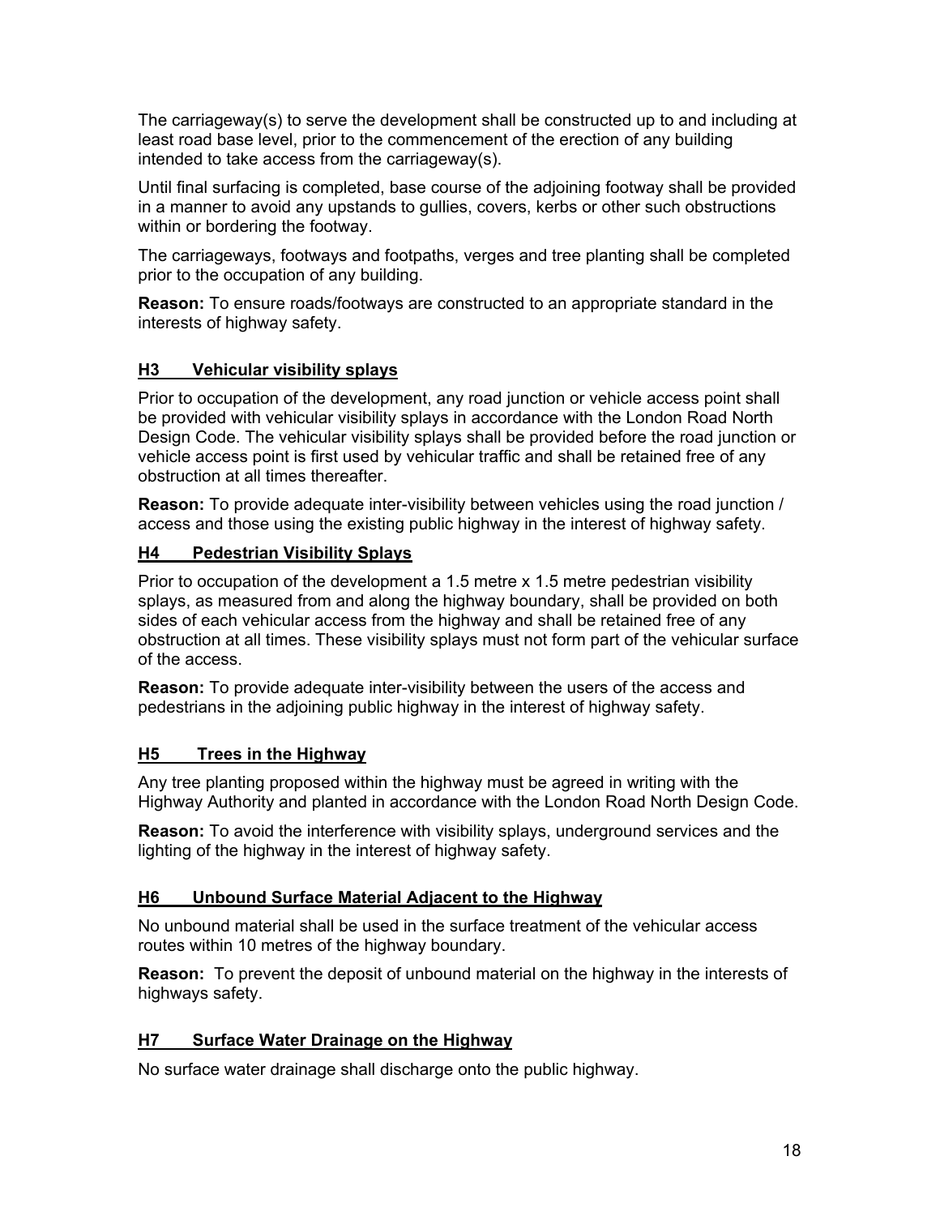The carriageway(s) to serve the development shall be constructed up to and including at least road base level, prior to the commencement of the erection of any building intended to take access from the carriageway(s).

Until final surfacing is completed, base course of the adjoining footway shall be provided in a manner to avoid any upstands to gullies, covers, kerbs or other such obstructions within or bordering the footway.

The carriageways, footways and footpaths, verges and tree planting shall be completed prior to the occupation of any building.

**Reason:** To ensure roads/footways are constructed to an appropriate standard in the interests of highway safety.

### H3 Vehicular visibility splays

Prior to occupation of the development, any road junction or vehicle access point shall be provided with vehicular visibility splays in accordance with the London Road North Design Code. The vehicular visibility splays shall be provided before the road junction or vehicle access point is first used by vehicular traffic and shall be retained free of any obstruction at all times thereafter.

**Reason:** To provide adequate inter-visibility between vehicles using the road junction / access and those using the existing public highway in the interest of highway safety.

### H4 Pedestrian Visibility Splays

Prior to occupation of the development a 1.5 metre x 1.5 metre pedestrian visibility splays, as measured from and along the highway boundary, shall be provided on both sides of each vehicular access from the highway and shall be retained free of any obstruction at all times. These visibility splays must not form part of the vehicular surface of the access.

**Reason:** To provide adequate inter-visibility between the users of the access and pedestrians in the adjoining public highway in the interest of highway safety.

### H5 Trees in the Highway

Any tree planting proposed within the highway must be agreed in writing with the Highway Authority and planted in accordance with the London Road North Design Code.

**Reason:** To avoid the interference with visibility splays, underground services and the lighting of the highway in the interest of highway safety.

### H6 Unbound Surface Material Adjacent to the Highway

No unbound material shall be used in the surface treatment of the vehicular access routes within 10 metres of the highway boundary.

**Reason:** To prevent the deposit of unbound material on the highway in the interests of highways safety.

### H7 Surface Water Drainage on the Highway

No surface water drainage shall discharge onto the public highway.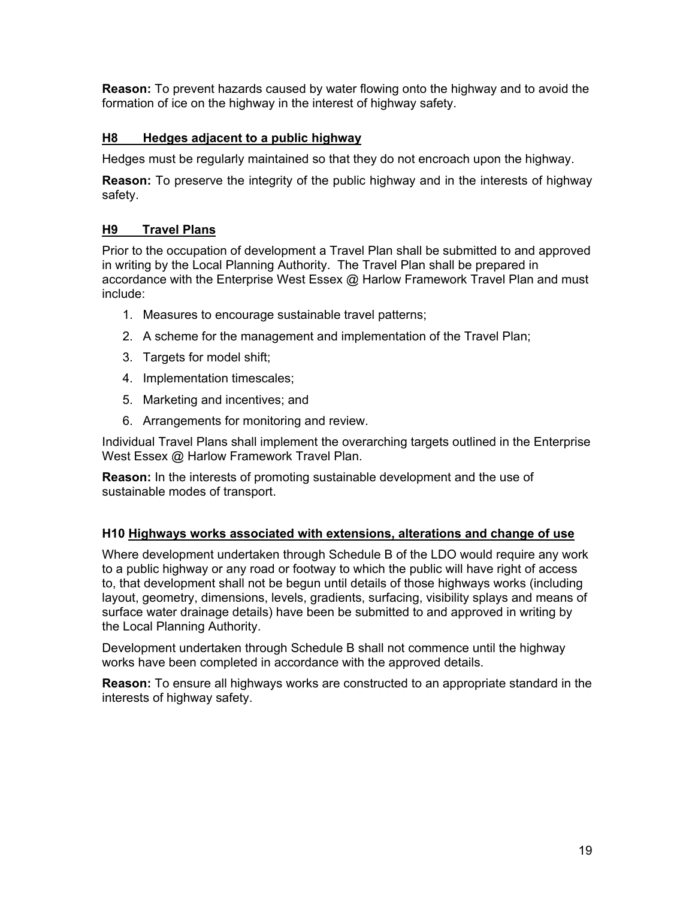**Reason:** To prevent hazards caused by water flowing onto the highway and to avoid the formation of ice on the highway in the interest of highway safety.

### <u>H8 Hedges adjacent to a public highway</u>

Hedges must be regularly maintained so that they do not encroach upon the highway.

**Reason:** To preserve the integrity of the public highway and in the interests of highway safety.

### <u>H9 Travel Plans</u>

Prior to the occupation of development a Travel Plan shall be submitted to and approved in writing by the Local Planning Authority. The Travel Plan shall be prepared in accordance with the Enterprise West Essex @ Harlow Framework Travel Plan and must include:

1. Measures to encourage sustainable travel patterns;
2. A scheme for the management and implementation of the Travel Plan;
3. Targets for model shift;
4. Implementation timescales;
5. Marketing and incentives; and
6. Arrangements for monitoring and review.

Individual Travel Plans shall implement the overarching targets outlined in the Enterprise West Essex @ Harlow Framework Travel Plan.

**Reason:** In the interests of promoting sustainable development and the use of sustainable modes of transport.

### H10 <u>Highways works associated with extensions, alterations and change of use</u>

Where development undertaken through Schedule B of the LDO would require any work to a public highway or any road or footway to which the public will have right of access to, that development shall not be begun until details of those highways works (including layout, geometry, dimensions, levels, gradients, surfacing, visibility splays and means of surface water drainage details) have been be submitted to and approved in writing by the Local Planning Authority.

Development undertaken through Schedule B shall not commence until the highway works have been completed in accordance with the approved details.

**Reason:** To ensure all highways works are constructed to an appropriate standard in the interests of highway safety.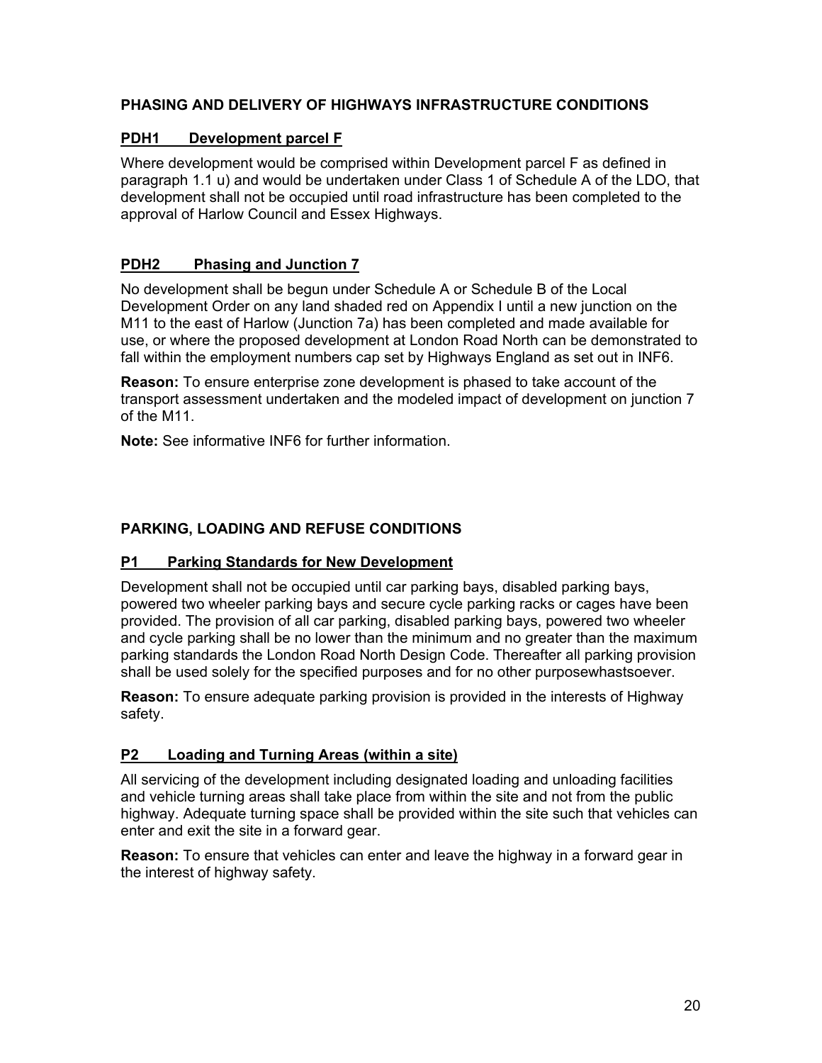## PHASING AND DELIVERY OF HIGHWAYS INFRASTRUCTURE CONDITIONS

### PDH1 Development parcel F

Where development would be comprised within Development parcel F as defined in paragraph 1.1 u) and would be undertaken under Class 1 of Schedule A of the LDO, that development shall not be occupied until road infrastructure has been completed to the approval of Harlow Council and Essex Highways.

### PDH2 Phasing and Junction 7

No development shall be begun under Schedule A or Schedule B of the Local Development Order on any land shaded red on Appendix I until a new junction on the M11 to the east of Harlow (Junction 7a) has been completed and made available for use, or where the proposed development at London Road North can be demonstrated to fall within the employment numbers cap set by Highways England as set out in INF6.

**Reason:** To ensure enterprise zone development is phased to take account of the transport assessment undertaken and the modeled impact of development on junction 7 of the M11.

**Note:** See informative INF6 for further information.

## PARKING, LOADING AND REFUSE CONDITIONS

### P1 Parking Standards for New Development

Development shall not be occupied until car parking bays, disabled parking bays, powered two wheeler parking bays and secure cycle parking racks or cages have been provided. The provision of all car parking, disabled parking bays, powered two wheeler and cycle parking shall be no lower than the minimum and no greater than the maximum parking standards the London Road North Design Code. Thereafter all parking provision shall be used solely for the specified purposes and for no other purposewhastsoever.

**Reason:** To ensure adequate parking provision is provided in the interests of Highway safety.

### P2 Loading and Turning Areas (within a site)

All servicing of the development including designated loading and unloading facilities and vehicle turning areas shall take place from within the site and not from the public highway. Adequate turning space shall be provided within the site such that vehicles can enter and exit the site in a forward gear.

**Reason:** To ensure that vehicles can enter and leave the highway in a forward gear in the interest of highway safety.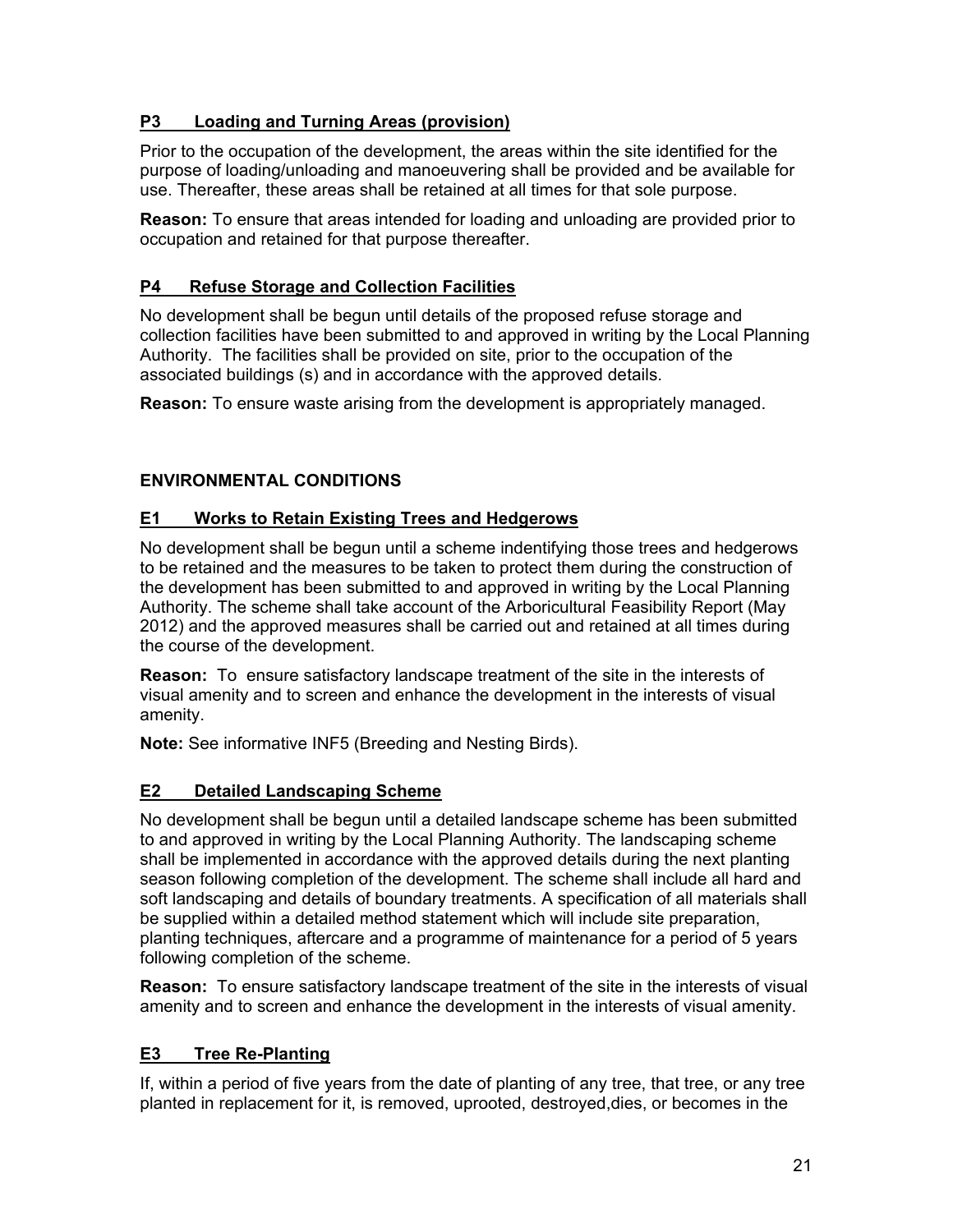### P3 Loading and Turning Areas (provision)

Prior to the occupation of the development, the areas within the site identified for the purpose of loading/unloading and manoeuvering shall be provided and be available for use. Thereafter, these areas shall be retained at all times for that sole purpose.

**Reason:** To ensure that areas intended for loading and unloading are provided prior to occupation and retained for that purpose thereafter.

### P4 Refuse Storage and Collection Facilities

No development shall be begun until details of the proposed refuse storage and collection facilities have been submitted to and approved in writing by the Local Planning Authority. The facilities shall be provided on site, prior to the occupation of the associated buildings (s) and in accordance with the approved details.

**Reason:** To ensure waste arising from the development is appropriately managed.

## ENVIRONMENTAL CONDITIONS

### E1 Works to Retain Existing Trees and Hedgerows

No development shall be begun until a scheme indentifying those trees and hedgerows to be retained and the measures to be taken to protect them during the construction of the development has been submitted to and approved in writing by the Local Planning Authority. The scheme shall take account of the Arboricultural Feasibility Report (May 2012) and the approved measures shall be carried out and retained at all times during the course of the development.

**Reason:** To ensure satisfactory landscape treatment of the site in the interests of visual amenity and to screen and enhance the development in the interests of visual amenity.

**Note:** See informative INF5 (Breeding and Nesting Birds).

### E2 Detailed Landscaping Scheme

No development shall be begun until a detailed landscape scheme has been submitted to and approved in writing by the Local Planning Authority. The landscaping scheme shall be implemented in accordance with the approved details during the next planting season following completion of the development. The scheme shall include all hard and soft landscaping and details of boundary treatments. A specification of all materials shall be supplied within a detailed method statement which will include site preparation, planting techniques, aftercare and a programme of maintenance for a period of 5 years following completion of the scheme.

**Reason:** To ensure satisfactory landscape treatment of the site in the interests of visual amenity and to screen and enhance the development in the interests of visual amenity.

### E3 Tree Re-Planting

If, within a period of five years from the date of planting of any tree, that tree, or any tree planted in replacement for it, is removed, uprooted, destroyed,dies, or becomes in the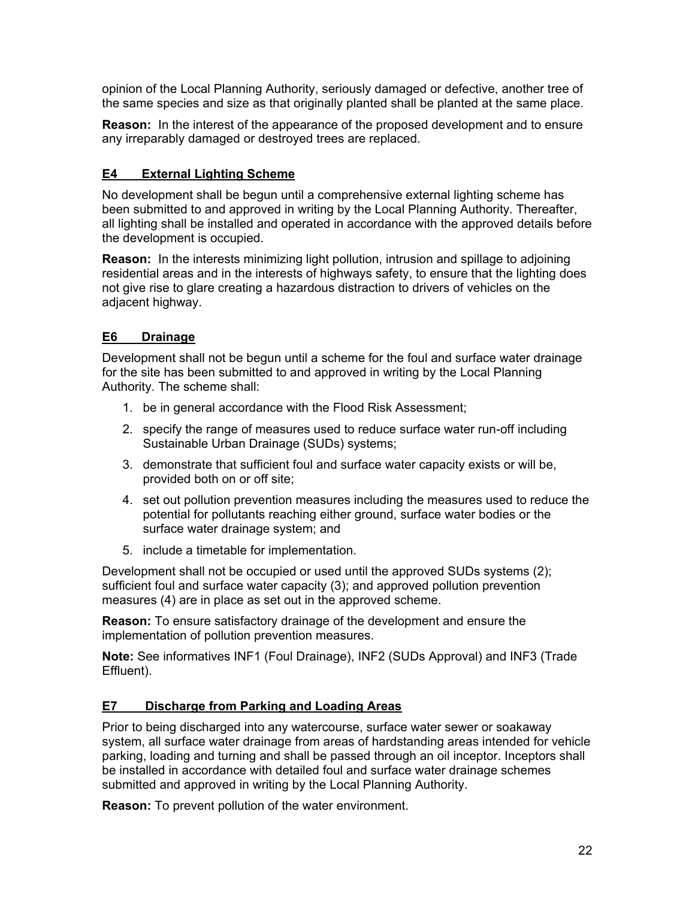opinion of the Local Planning Authority, seriously damaged or defective, another tree of the same species and size as that originally planted shall be planted at the same place.

**Reason:** In the interest of the appearance of the proposed development and to ensure any irreparably damaged or destroyed trees are replaced.

### <u>E4 External Lighting Scheme</u>

No development shall be begun until a comprehensive external lighting scheme has been submitted to and approved in writing by the Local Planning Authority. Thereafter, all lighting shall be installed and operated in accordance with the approved details before the development is occupied.

**Reason:** In the interests minimizing light pollution, intrusion and spillage to adjoining residential areas and in the interests of highways safety, to ensure that the lighting does not give rise to glare creating a hazardous distraction to drivers of vehicles on the adjacent highway.

### <u>E6 Drainage</u>

Development shall not be begun until a scheme for the foul and surface water drainage for the site has been submitted to and approved in writing by the Local Planning Authority. The scheme shall:

1. be in general accordance with the Flood Risk Assessment;
2. specify the range of measures used to reduce surface water run-off including Sustainable Urban Drainage (SUDs) systems;
3. demonstrate that sufficient foul and surface water capacity exists or will be, provided both on or off site;
4. set out pollution prevention measures including the measures used to reduce the potential for pollutants reaching either ground, surface water bodies or the surface water drainage system; and
5. include a timetable for implementation.

Development shall not be occupied or used until the approved SUDs systems (2); sufficient foul and surface water capacity (3); and approved pollution prevention measures (4) are in place as set out in the approved scheme.

**Reason:** To ensure satisfactory drainage of the development and ensure the implementation of pollution prevention measures.

**Note:** See informatives INF1 (Foul Drainage), INF2 (SUDs Approval) and INF3 (Trade Effluent).

### <u>E7 Discharge from Parking and Loading Areas</u>

Prior to being discharged into any watercourse, surface water sewer or soakaway system, all surface water drainage from areas of hardstanding areas intended for vehicle parking, loading and turning and shall be passed through an oil inceptor. Inceptors shall be installed in accordance with detailed foul and surface water drainage schemes submitted and approved in writing by the Local Planning Authority.

**Reason:** To prevent pollution of the water environment.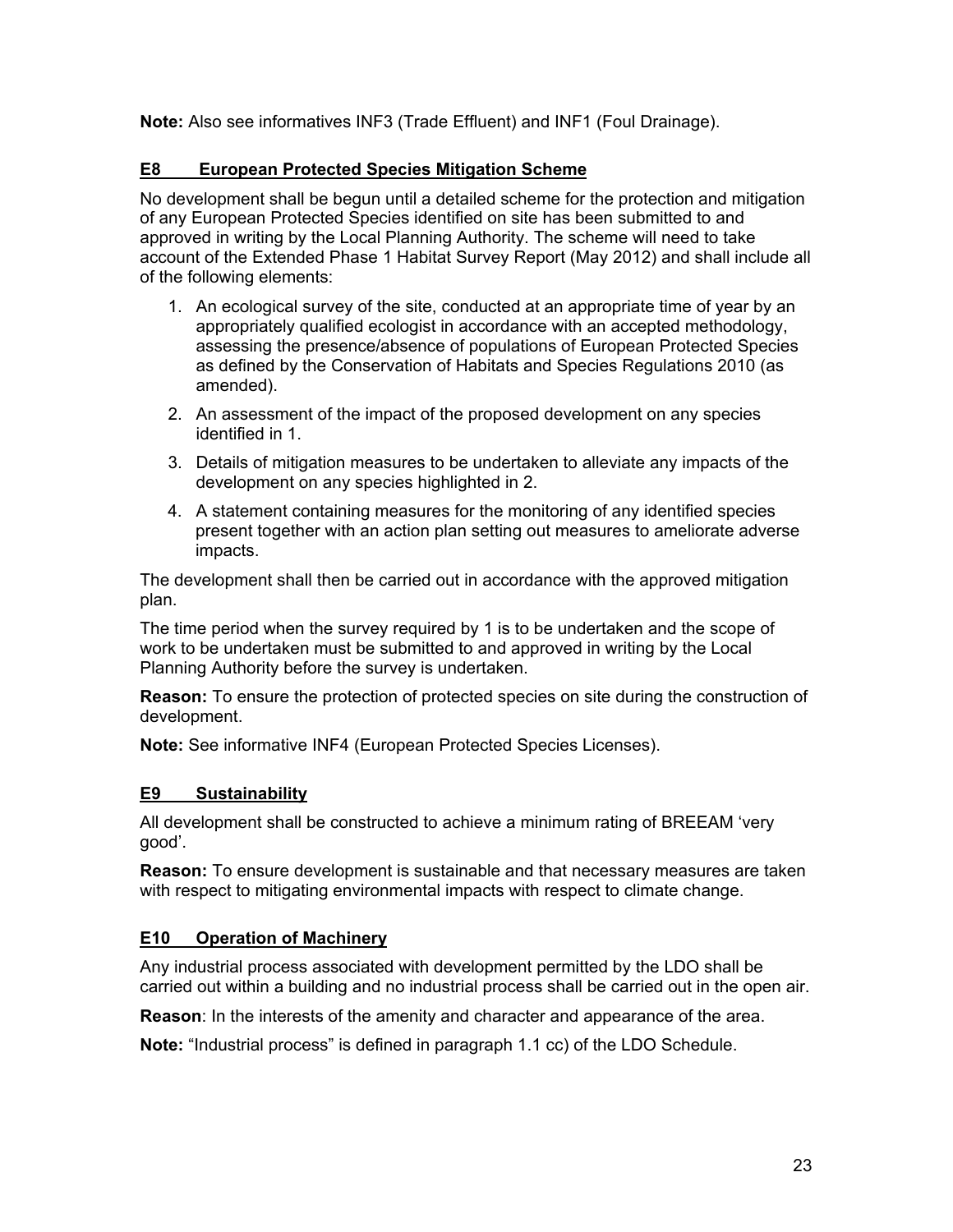**Note:** Also see informatives INF3 (Trade Effluent) and INF1 (Foul Drainage).

## E8 European Protected Species Mitigation Scheme

No development shall be begun until a detailed scheme for the protection and mitigation of any European Protected Species identified on site has been submitted to and approved in writing by the Local Planning Authority. The scheme will need to take account of the Extended Phase 1 Habitat Survey Report (May 2012) and shall include all of the following elements:

1. An ecological survey of the site, conducted at an appropriate time of year by an appropriately qualified ecologist in accordance with an accepted methodology, assessing the presence/absence of populations of European Protected Species as defined by the Conservation of Habitats and Species Regulations 2010 (as amended).
2. An assessment of the impact of the proposed development on any species identified in 1.
3. Details of mitigation measures to be undertaken to alleviate any impacts of the development on any species highlighted in 2.
4. A statement containing measures for the monitoring of any identified species present together with an action plan setting out measures to ameliorate adverse impacts.

The development shall then be carried out in accordance with the approved mitigation plan.

The time period when the survey required by 1 is to be undertaken and the scope of work to be undertaken must be submitted to and approved in writing by the Local Planning Authority before the survey is undertaken.

**Reason:** To ensure the protection of protected species on site during the construction of development.

**Note:** See informative INF4 (European Protected Species Licenses).

## E9 Sustainability

All development shall be constructed to achieve a minimum rating of BREEAM 'very good'.

**Reason:** To ensure development is sustainable and that necessary measures are taken with respect to mitigating environmental impacts with respect to climate change.

## E10 Operation of Machinery

Any industrial process associated with development permitted by the LDO shall be carried out within a building and no industrial process shall be carried out in the open air.

**Reason**: In the interests of the amenity and character and appearance of the area.

**Note:** "Industrial process" is defined in paragraph 1.1 cc) of the LDO Schedule.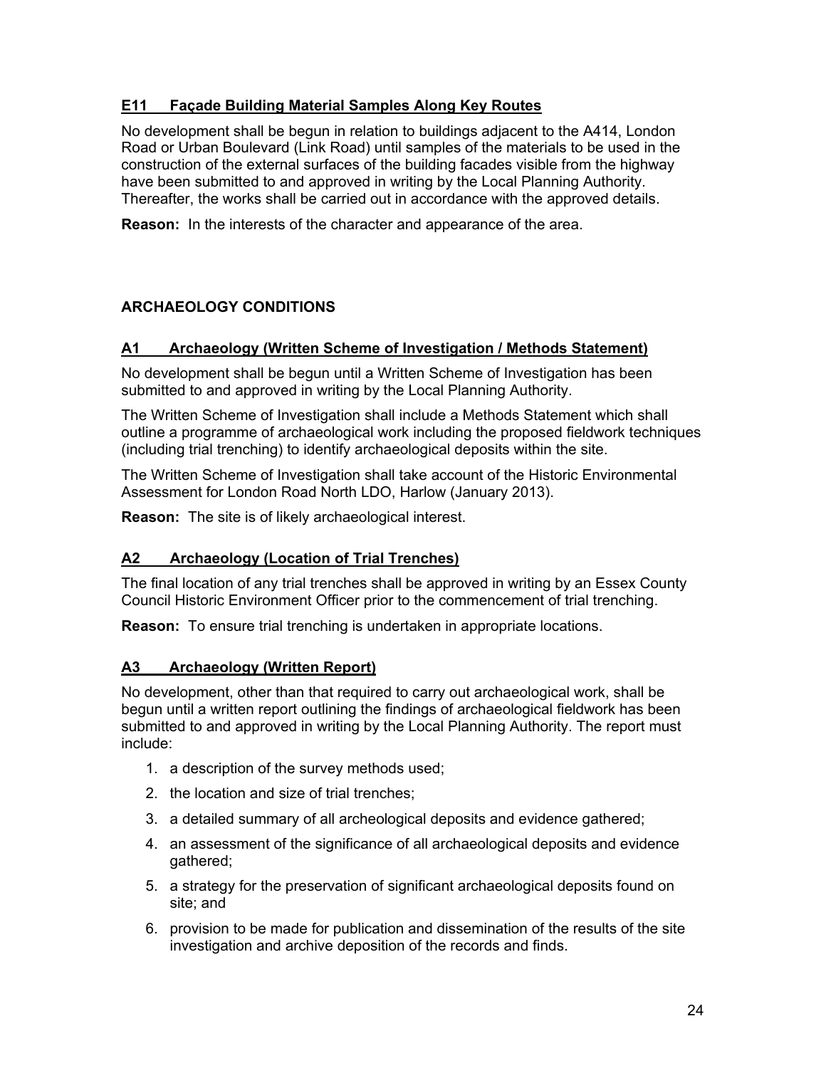### E11 Façade Building Material Samples Along Key Routes

No development shall be begun in relation to buildings adjacent to the A414, London Road or Urban Boulevard (Link Road) until samples of the materials to be used in the construction of the external surfaces of the building facades visible from the highway have been submitted to and approved in writing by the Local Planning Authority. Thereafter, the works shall be carried out in accordance with the approved details.

**Reason:** In the interests of the character and appearance of the area.

## ARCHAEOLOGY CONDITIONS

### A1 Archaeology (Written Scheme of Investigation / Methods Statement)

No development shall be begun until a Written Scheme of Investigation has been submitted to and approved in writing by the Local Planning Authority.

The Written Scheme of Investigation shall include a Methods Statement which shall outline a programme of archaeological work including the proposed fieldwork techniques (including trial trenching) to identify archaeological deposits within the site.

The Written Scheme of Investigation shall take account of the Historic Environmental Assessment for London Road North LDO, Harlow (January 2013).

**Reason:** The site is of likely archaeological interest.

### A2 Archaeology (Location of Trial Trenches)

The final location of any trial trenches shall be approved in writing by an Essex County Council Historic Environment Officer prior to the commencement of trial trenching.

**Reason:** To ensure trial trenching is undertaken in appropriate locations.

### A3 Archaeology (Written Report)

No development, other than that required to carry out archaeological work, shall be begun until a written report outlining the findings of archaeological fieldwork has been submitted to and approved in writing by the Local Planning Authority. The report must include:

1. a description of the survey methods used;
2. the location and size of trial trenches;
3. a detailed summary of all archeological deposits and evidence gathered;
4. an assessment of the significance of all archaeological deposits and evidence gathered;
5. a strategy for the preservation of significant archaeological deposits found on site; and
6. provision to be made for publication and dissemination of the results of the site investigation and archive deposition of the records and finds.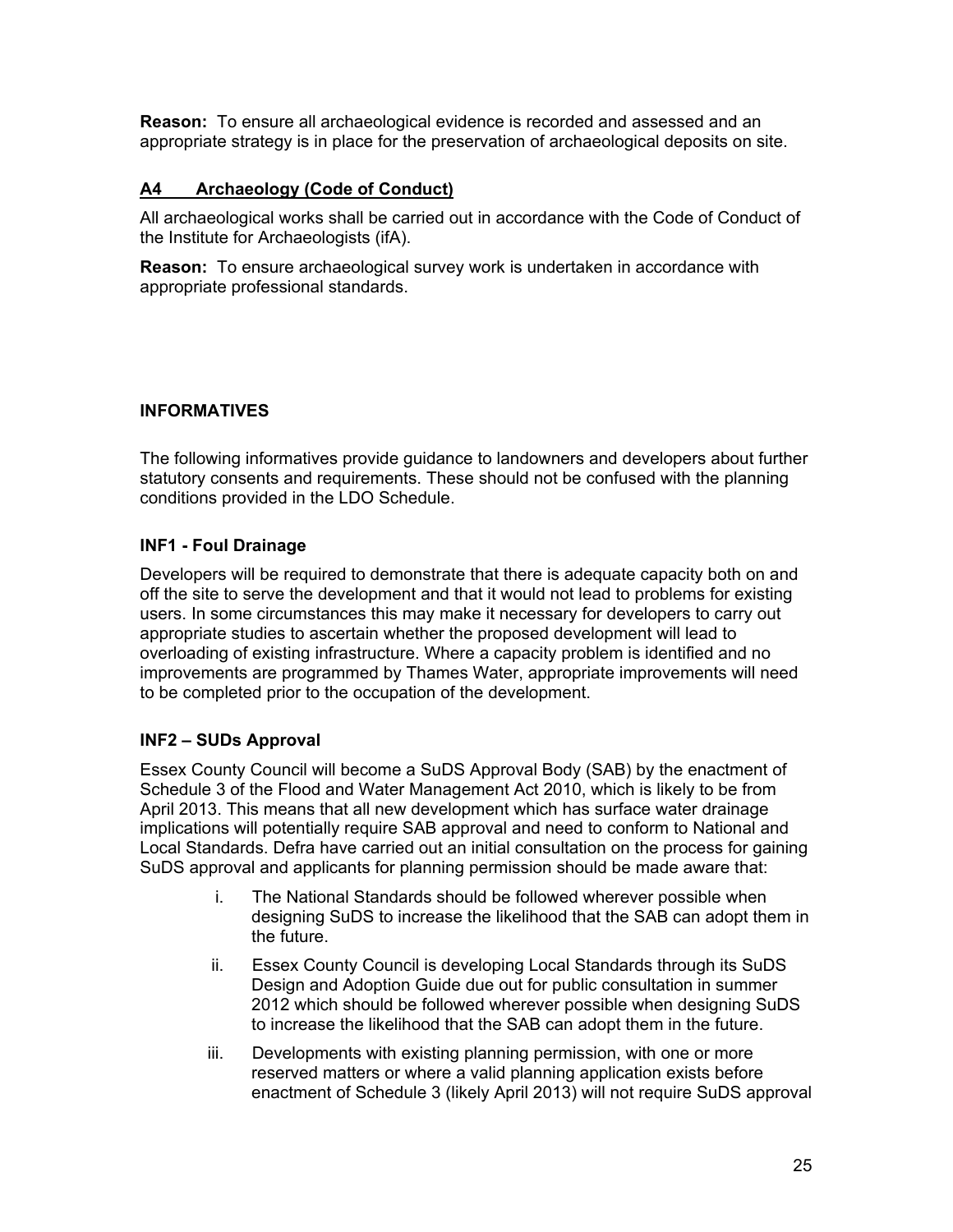**Reason:** To ensure all archaeological evidence is recorded and assessed and an appropriate strategy is in place for the preservation of archaeological deposits on site.

### A4 Archaeology (Code of Conduct)

All archaeological works shall be carried out in accordance with the Code of Conduct of the Institute for Archaeologists (ifA).

**Reason:** To ensure archaeological survey work is undertaken in accordance with appropriate professional standards.

## INFORMATIVES

The following informatives provide guidance to landowners and developers about further statutory consents and requirements. These should not be confused with the planning conditions provided in the LDO Schedule.

### INF1 - Foul Drainage

Developers will be required to demonstrate that there is adequate capacity both on and off the site to serve the development and that it would not lead to problems for existing users. In some circumstances this may make it necessary for developers to carry out appropriate studies to ascertain whether the proposed development will lead to overloading of existing infrastructure. Where a capacity problem is identified and no improvements are programmed by Thames Water, appropriate improvements will need to be completed prior to the occupation of the development.

### INF2 – SUDs Approval

Essex County Council will become a SuDS Approval Body (SAB) by the enactment of Schedule 3 of the Flood and Water Management Act 2010, which is likely to be from April 2013. This means that all new development which has surface water drainage implications will potentially require SAB approval and need to conform to National and Local Standards. Defra have carried out an initial consultation on the process for gaining SuDS approval and applicants for planning permission should be made aware that:

i. The National Standards should be followed wherever possible when designing SuDS to increase the likelihood that the SAB can adopt them in the future.

ii. Essex County Council is developing Local Standards through its SuDS Design and Adoption Guide due out for public consultation in summer 2012 which should be followed wherever possible when designing SuDS to increase the likelihood that the SAB can adopt them in the future.

iii. Developments with existing planning permission, with one or more reserved matters or where a valid planning application exists before enactment of Schedule 3 (likely April 2013) will not require SuDS approval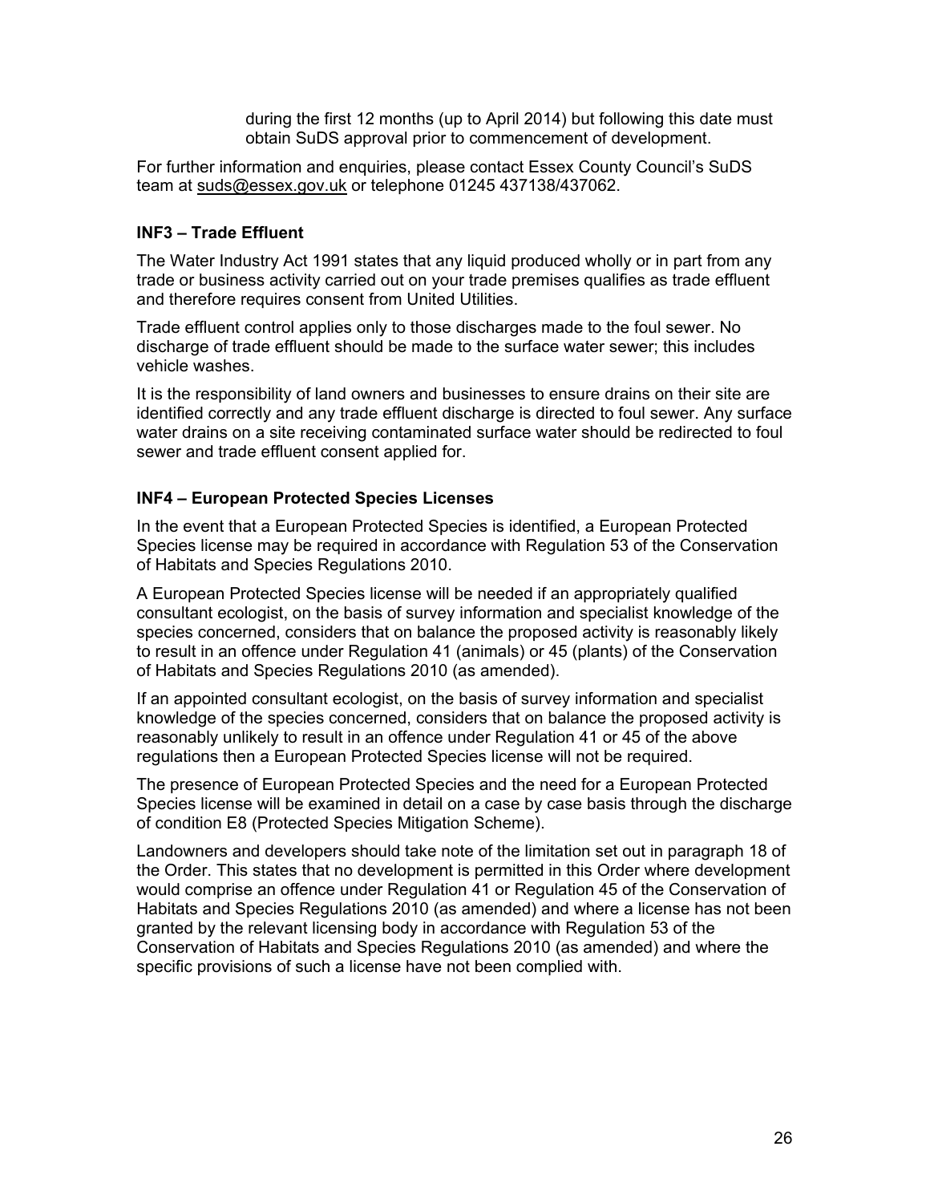during the first 12 months (up to April 2014) but following this date must obtain SuDS approval prior to commencement of development.

For further information and enquiries, please contact Essex County Council's SuDS team at suds@essex.gov.uk or telephone 01245 437138/437062.

### INF3 – Trade Effluent

The Water Industry Act 1991 states that any liquid produced wholly or in part from any trade or business activity carried out on your trade premises qualifies as trade effluent and therefore requires consent from United Utilities.

Trade effluent control applies only to those discharges made to the foul sewer. No discharge of trade effluent should be made to the surface water sewer; this includes vehicle washes.

It is the responsibility of land owners and businesses to ensure drains on their site are identified correctly and any trade effluent discharge is directed to foul sewer. Any surface water drains on a site receiving contaminated surface water should be redirected to foul sewer and trade effluent consent applied for.

### INF4 – European Protected Species Licenses

In the event that a European Protected Species is identified, a European Protected Species license may be required in accordance with Regulation 53 of the Conservation of Habitats and Species Regulations 2010.

A European Protected Species license will be needed if an appropriately qualified consultant ecologist, on the basis of survey information and specialist knowledge of the species concerned, considers that on balance the proposed activity is reasonably likely to result in an offence under Regulation 41 (animals) or 45 (plants) of the Conservation of Habitats and Species Regulations 2010 (as amended).

If an appointed consultant ecologist, on the basis of survey information and specialist knowledge of the species concerned, considers that on balance the proposed activity is reasonably unlikely to result in an offence under Regulation 41 or 45 of the above regulations then a European Protected Species license will not be required.

The presence of European Protected Species and the need for a European Protected Species license will be examined in detail on a case by case basis through the discharge of condition E8 (Protected Species Mitigation Scheme).

Landowners and developers should take note of the limitation set out in paragraph 18 of the Order. This states that no development is permitted in this Order where development would comprise an offence under Regulation 41 or Regulation 45 of the Conservation of Habitats and Species Regulations 2010 (as amended) and where a license has not been granted by the relevant licensing body in accordance with Regulation 53 of the Conservation of Habitats and Species Regulations 2010 (as amended) and where the specific provisions of such a license have not been complied with.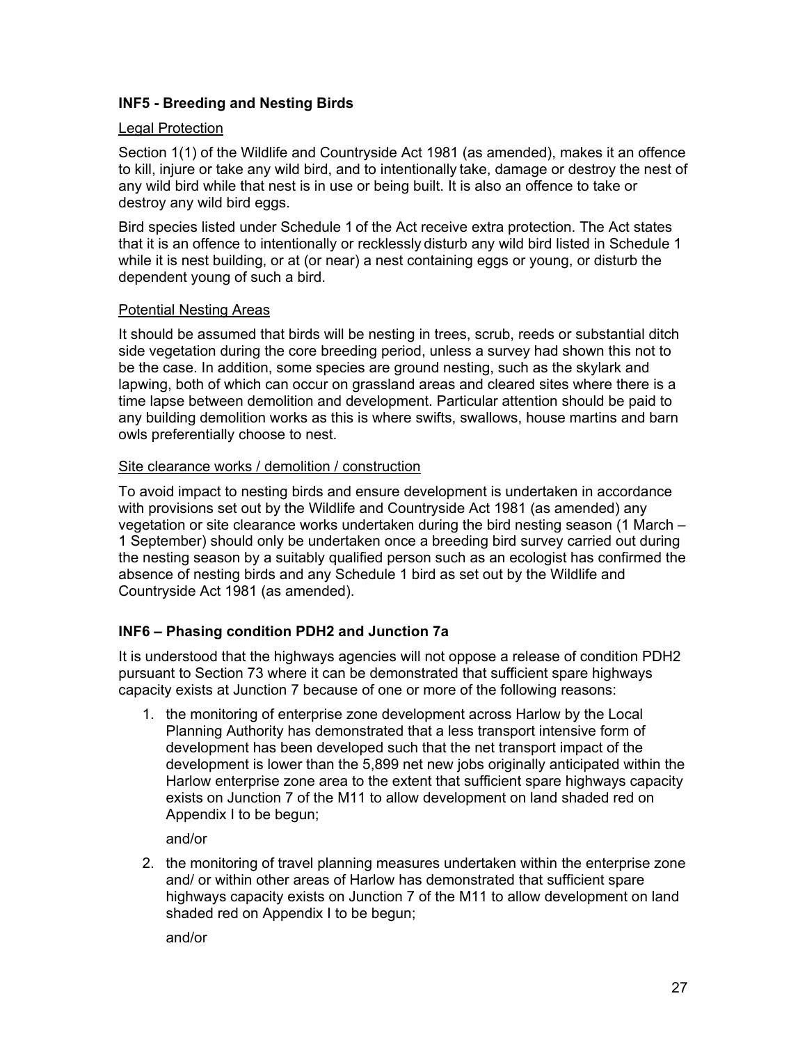### INF5 - Breeding and Nesting Birds

Legal Protection

Section 1(1) of the Wildlife and Countryside Act 1981 (as amended), makes it an offence to kill, injure or take any wild bird, and to intentionally take, damage or destroy the nest of any wild bird while that nest is in use or being built. It is also an offence to take or destroy any wild bird eggs.

Bird species listed under Schedule 1 of the Act receive extra protection. The Act states that it is an offence to intentionally or recklessly disturb any wild bird listed in Schedule 1 while it is nest building, or at (or near) a nest containing eggs or young, or disturb the dependent young of such a bird.

Potential Nesting Areas

It should be assumed that birds will be nesting in trees, scrub, reeds or substantial ditch side vegetation during the core breeding period, unless a survey had shown this not to be the case. In addition, some species are ground nesting, such as the skylark and lapwing, both of which can occur on grassland areas and cleared sites where there is a time lapse between demolition and development. Particular attention should be paid to any building demolition works as this is where swifts, swallows, house martins and barn owls preferentially choose to nest.

Site clearance works / demolition / construction

To avoid impact to nesting birds and ensure development is undertaken in accordance with provisions set out by the Wildlife and Countryside Act 1981 (as amended) any vegetation or site clearance works undertaken during the bird nesting season (1 March – 1 September) should only be undertaken once a breeding bird survey carried out during the nesting season by a suitably qualified person such as an ecologist has confirmed the absence of nesting birds and any Schedule 1 bird as set out by the Wildlife and Countryside Act 1981 (as amended).

### INF6 – Phasing condition PDH2 and Junction 7a

It is understood that the highways agencies will not oppose a release of condition PDH2 pursuant to Section 73 where it can be demonstrated that sufficient spare highways capacity exists at Junction 7 because of one or more of the following reasons:

1. the monitoring of enterprise zone development across Harlow by the Local Planning Authority has demonstrated that a less transport intensive form of development has been developed such that the net transport impact of the development is lower than the 5,899 net new jobs originally anticipated within the Harlow enterprise zone area to the extent that sufficient spare highways capacity exists on Junction 7 of the M11 to allow development on land shaded red on Appendix I to be begun;

   and/or

2. the monitoring of travel planning measures undertaken within the enterprise zone and/ or within other areas of Harlow has demonstrated that sufficient spare highways capacity exists on Junction 7 of the M11 to allow development on land shaded red on Appendix I to be begun;

   and/or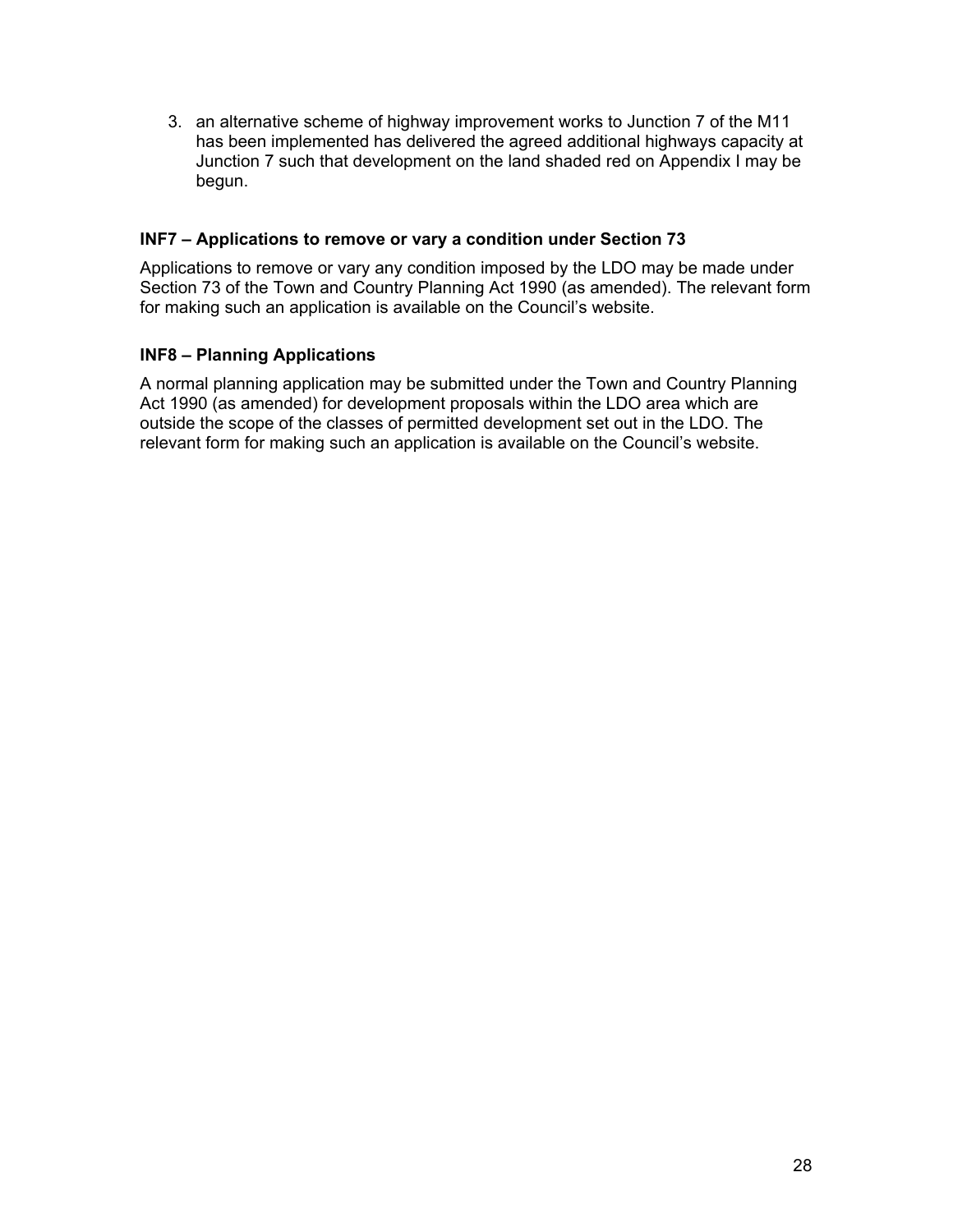3. an alternative scheme of highway improvement works to Junction 7 of the M11 has been implemented has delivered the agreed additional highways capacity at Junction 7 such that development on the land shaded red on Appendix I may be begun.

**INF7 – Applications to remove or vary a condition under Section 73**

Applications to remove or vary any condition imposed by the LDO may be made under Section 73 of the Town and Country Planning Act 1990 (as amended). The relevant form for making such an application is available on the Council's website.

**INF8 – Planning Applications**

A normal planning application may be submitted under the Town and Country Planning Act 1990 (as amended) for development proposals within the LDO area which are outside the scope of the classes of permitted development set out in the LDO. The relevant form for making such an application is available on the Council's website.